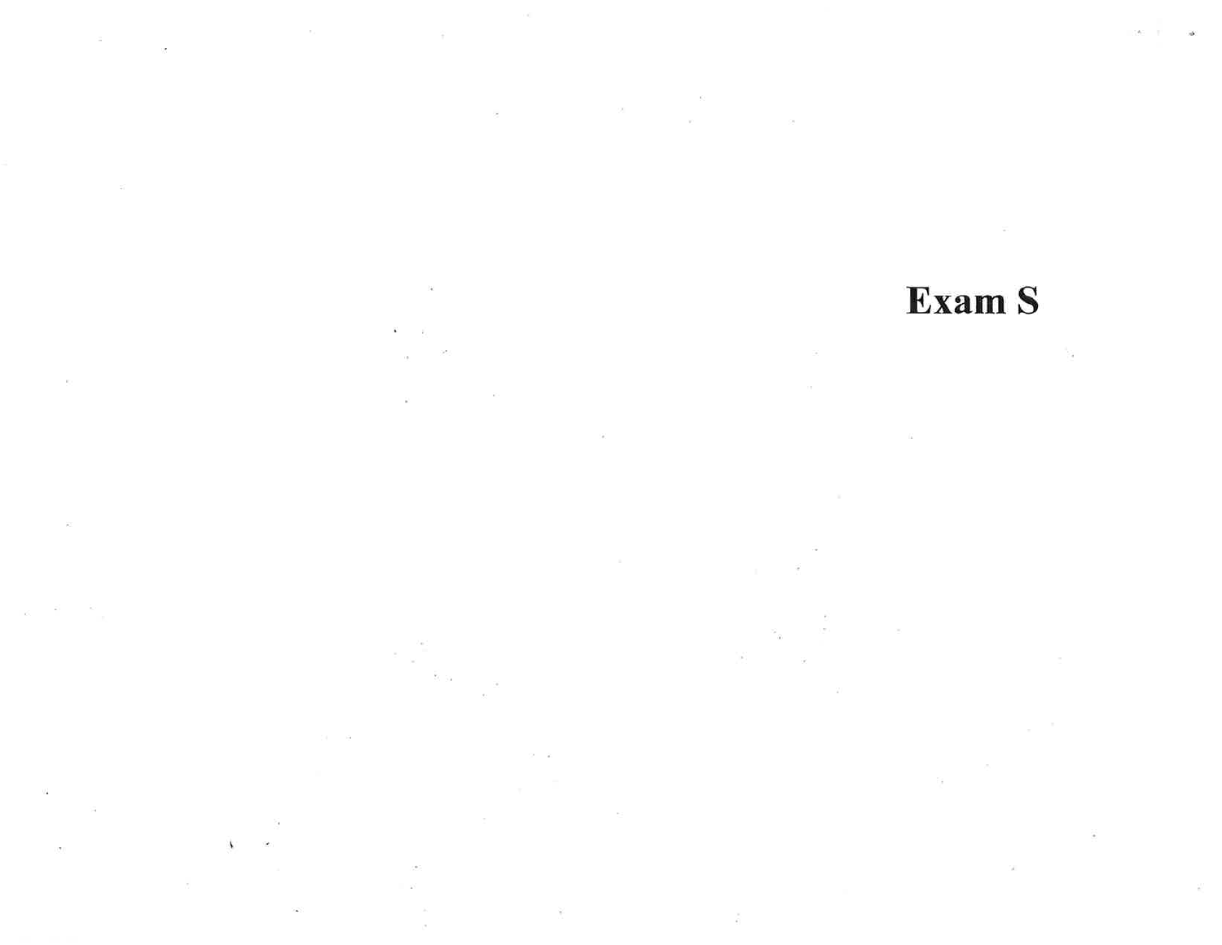# Exam S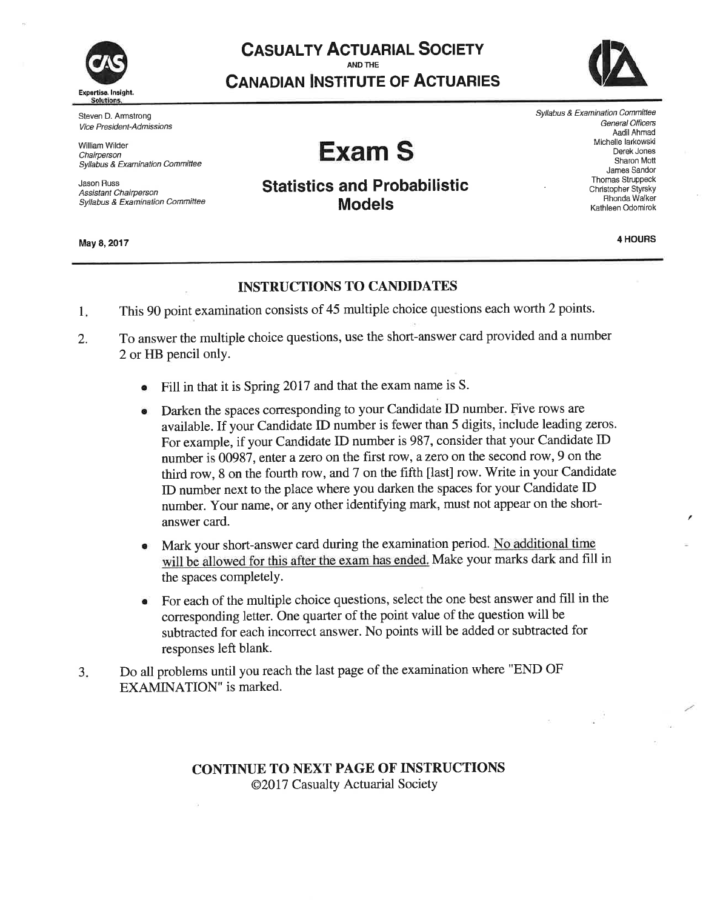# CASUALTY ACTUARIAL SOCIETY

AND THE

# CANADIAN INSTITUTE OF ACTUARIES

Expertise. Insight. Solutions.

Steven D. Armstrong
*Vice President-Admissions*

William Wilder
*Chairperson*
*Syllabus & Examination Committee*

Jason Russ
*Assistant Chairperson*
*Syllabus & Examination Committee*

# Exam S

## Statistics and Probabilistic Models

*Syllabus & Examination Committee*
*General Officers*
Aadil Ahmad
Michelle Iarkowski
Derek Jones
Sharon Mott
James Sandor
Thomas Struppeck
Christopher Styrsky
Rhonda Walker
Kathleen Odomirok

**May 8, 2017**

**4 HOURS**

## INSTRUCTIONS TO CANDIDATES

1. This 90 point examination consists of 45 multiple choice questions each worth 2 points.

2. To answer the multiple choice questions, use the short-answer card provided and a number 2 or HB pencil only.

   - Fill in that it is Spring 2017 and that the exam name is S.
   - Darken the spaces corresponding to your Candidate ID number. Five rows are available. If your Candidate ID number is fewer than 5 digits, include leading zeros. For example, if your Candidate ID number is 987, consider that your Candidate ID number is 00987, enter a zero on the first row, a zero on the second row, 9 on the third row, 8 on the fourth row, and 7 on the fifth [last] row. Write in your Candidate ID number next to the place where you darken the spaces for your Candidate ID number. Your name, or any other identifying mark, must not appear on the short-answer card.
   - Mark your short-answer card during the examination period. No additional time will be allowed for this after the exam has ended. Make your marks dark and fill in the spaces completely.
   - For each of the multiple choice questions, select the one best answer and fill in the corresponding letter. One quarter of the point value of the question will be subtracted for each incorrect answer. No points will be added or subtracted for responses left blank.

3. Do all problems until you reach the last page of the examination where "END OF EXAMINATION" is marked.

**CONTINUE TO NEXT PAGE OF INSTRUCTIONS**

©2017 Casualty Actuarial Society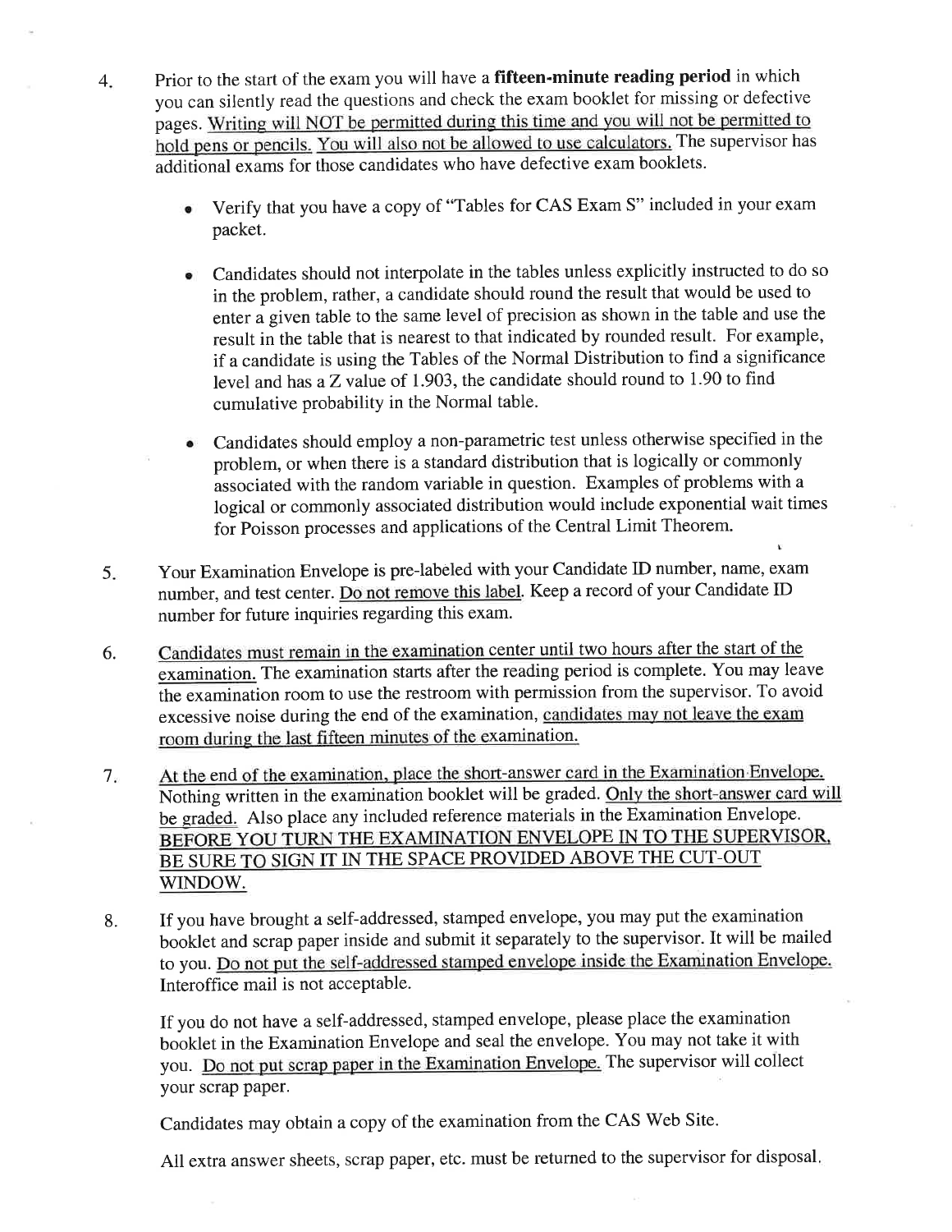4. Prior to the start of the exam you will have a **fifteen-minute reading period** in which you can silently read the questions and check the exam booklet for missing or defective pages. Writing will NOT be permitted during this time and you will not be permitted to hold pens or pencils. You will also not be allowed to use calculators. The supervisor has additional exams for those candidates who have defective exam booklets.

   - Verify that you have a copy of "Tables for CAS Exam S" included in your exam packet.

   - Candidates should not interpolate in the tables unless explicitly instructed to do so in the problem, rather, a candidate should round the result that would be used to enter a given table to the same level of precision as shown in the table and use the result in the table that is nearest to that indicated by rounded result. For example, if a candidate is using the Tables of the Normal Distribution to find a significance level and has a Z value of 1.903, the candidate should round to 1.90 to find cumulative probability in the Normal table.

   - Candidates should employ a non-parametric test unless otherwise specified in the problem, or when there is a standard distribution that is logically or commonly associated with the random variable in question. Examples of problems with a logical or commonly associated distribution would include exponential wait times for Poisson processes and applications of the Central Limit Theorem.

5. Your Examination Envelope is pre-labeled with your Candidate ID number, name, exam number, and test center. Do not remove this label. Keep a record of your Candidate ID number for future inquiries regarding this exam.

6. Candidates must remain in the examination center until two hours after the start of the examination. The examination starts after the reading period is complete. You may leave the examination room to use the restroom with permission from the supervisor. To avoid excessive noise during the end of the examination, candidates may not leave the exam room during the last fifteen minutes of the examination.

7. At the end of the examination, place the short-answer card in the Examination Envelope. Nothing written in the examination booklet will be graded. Only the short-answer card will be graded. Also place any included reference materials in the Examination Envelope. BEFORE YOU TURN THE EXAMINATION ENVELOPE IN TO THE SUPERVISOR, BE SURE TO SIGN IT IN THE SPACE PROVIDED ABOVE THE CUT-OUT WINDOW.

8. If you have brought a self-addressed, stamped envelope, you may put the examination booklet and scrap paper inside and submit it separately to the supervisor. It will be mailed to you. Do not put the self-addressed stamped envelope inside the Examination Envelope. Interoffice mail is not acceptable.

   If you do not have a self-addressed, stamped envelope, please place the examination booklet in the Examination Envelope and seal the envelope. You may not take it with you. Do not put scrap paper in the Examination Envelope. The supervisor will collect your scrap paper.

   Candidates may obtain a copy of the examination from the CAS Web Site.

   All extra answer sheets, scrap paper, etc. must be returned to the supervisor for disposal.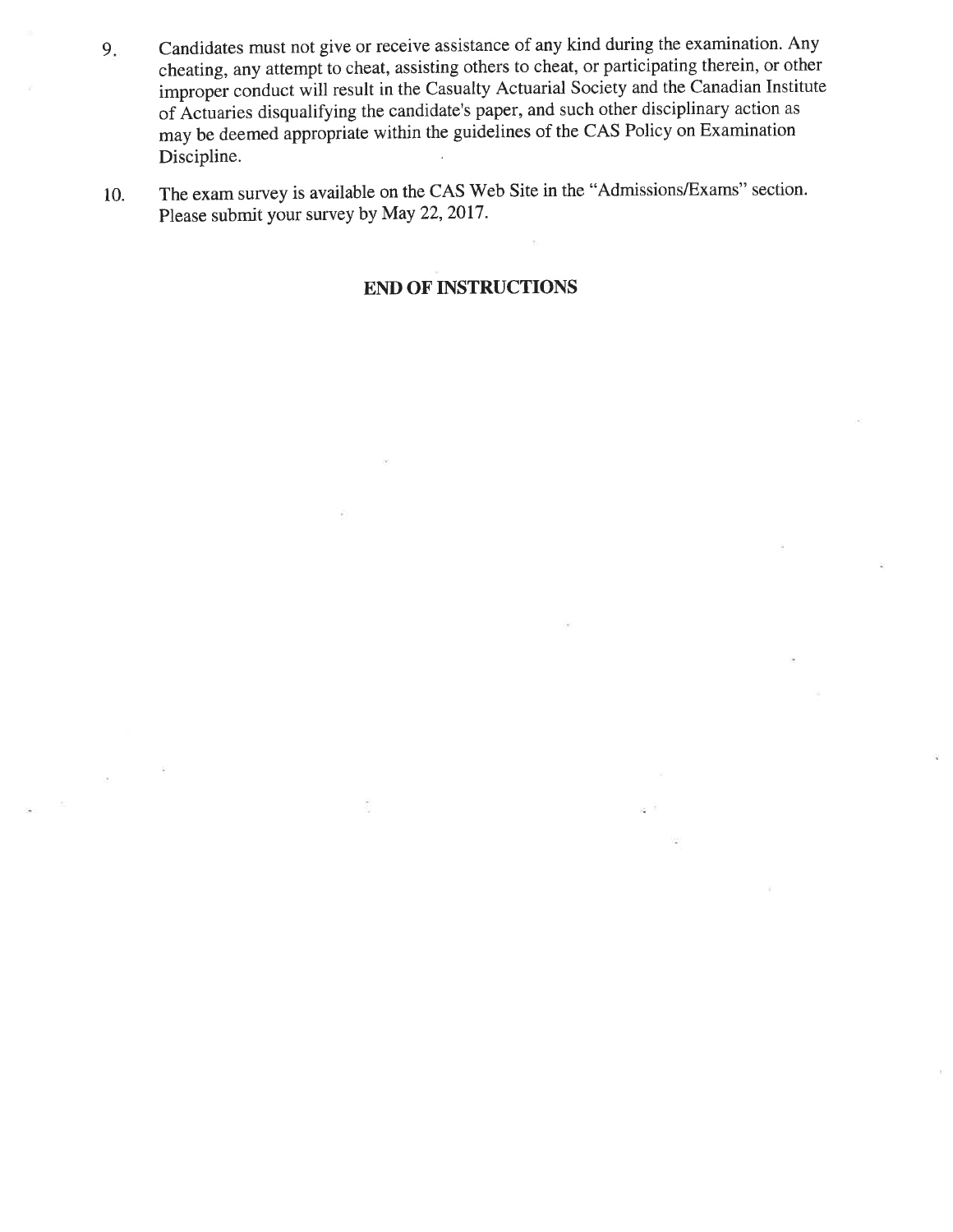9. Candidates must not give or receive assistance of any kind during the examination. Any cheating, any attempt to cheat, assisting others to cheat, or participating therein, or other improper conduct will result in the Casualty Actuarial Society and the Canadian Institute of Actuaries disqualifying the candidate's paper, and such other disciplinary action as may be deemed appropriate within the guidelines of the CAS Policy on Examination Discipline.

10. The exam survey is available on the CAS Web Site in the "Admissions/Exams" section. Please submit your survey by May 22, 2017.

**END OF INSTRUCTIONS**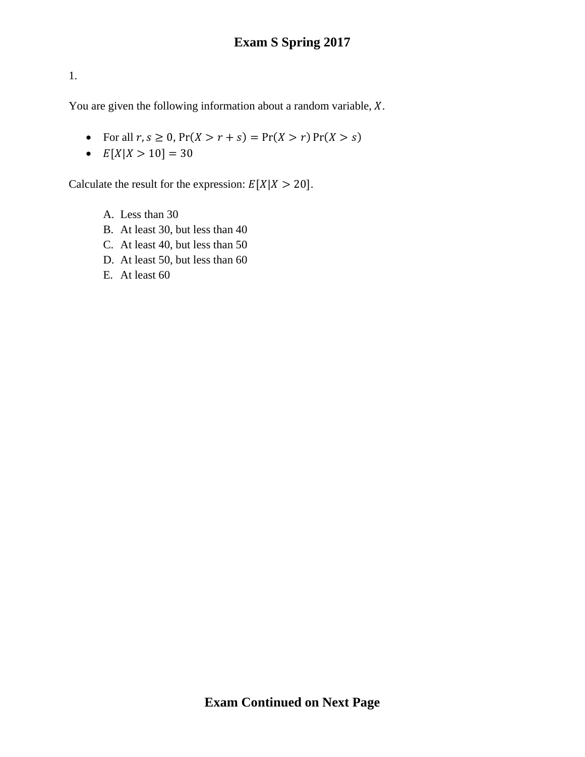# Exam S Spring 2017

1.

You are given the following information about a random variable, $X$.

- For all $r, s \geq 0$, $\Pr(X > r + s) = \Pr(X > r)\Pr(X > s)$
- $E[X|X > 10] = 30$

Calculate the result for the expression: $E[X|X > 20]$.

A. Less than 30
B. At least 30, but less than 40
C. At least 40, but less than 50
D. At least 50, but less than 60
E. At least 60

**Exam Continued on Next Page**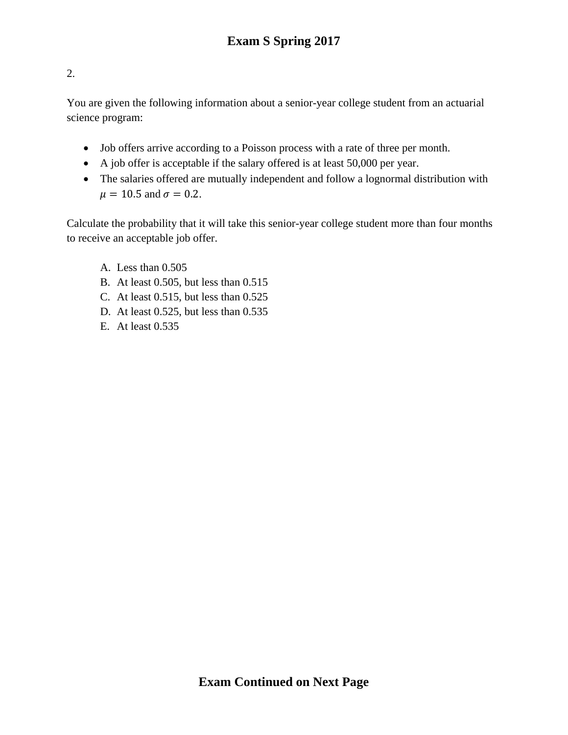2.

You are given the following information about a senior-year college student from an actuarial science program:

- Job offers arrive according to a Poisson process with a rate of three per month.
- A job offer is acceptable if the salary offered is at least 50,000 per year.
- The salaries offered are mutually independent and follow a lognormal distribution with $\mu = 10.5$ and $\sigma = 0.2$.

Calculate the probability that it will take this senior-year college student more than four months to receive an acceptable job offer.

A. Less than 0.505
B. At least 0.505, but less than 0.515
C. At least 0.515, but less than 0.525
D. At least 0.525, but less than 0.535
E. At least 0.535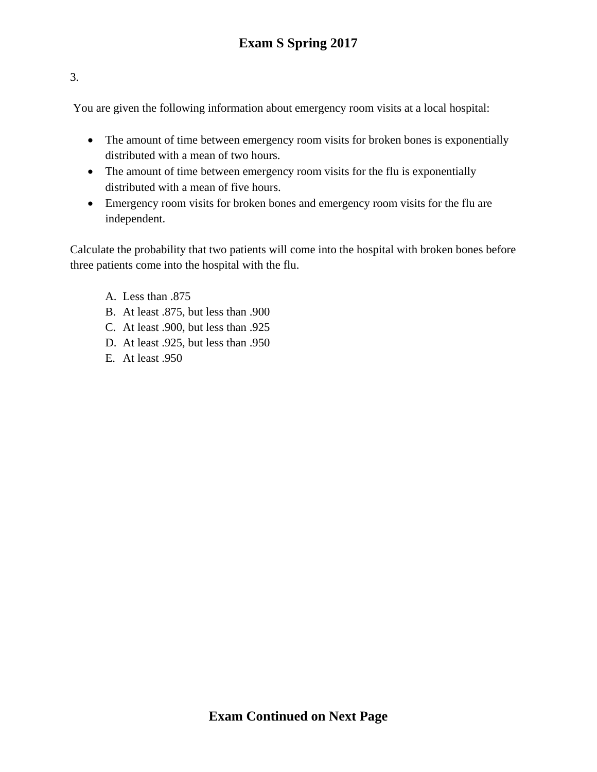3.

You are given the following information about emergency room visits at a local hospital:

- The amount of time between emergency room visits for broken bones is exponentially distributed with a mean of two hours.
- The amount of time between emergency room visits for the flu is exponentially distributed with a mean of five hours.
- Emergency room visits for broken bones and emergency room visits for the flu are independent.

Calculate the probability that two patients will come into the hospital with broken bones before three patients come into the hospital with the flu.

A. Less than .875
B. At least .875, but less than .900
C. At least .900, but less than .925
D. At least .925, but less than .950
E. At least .950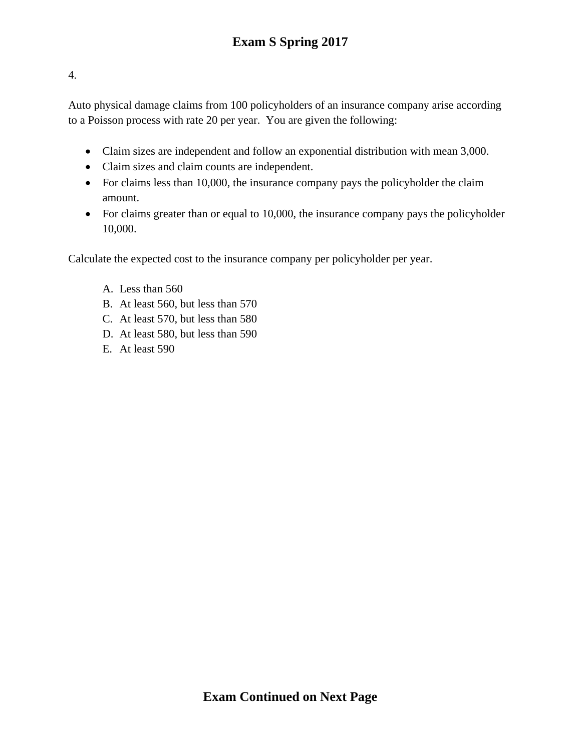4.

Auto physical damage claims from 100 policyholders of an insurance company arise according to a Poisson process with rate 20 per year. You are given the following:

- Claim sizes are independent and follow an exponential distribution with mean 3,000.
- Claim sizes and claim counts are independent.
- For claims less than 10,000, the insurance company pays the policyholder the claim amount.
- For claims greater than or equal to 10,000, the insurance company pays the policyholder 10,000.

Calculate the expected cost to the insurance company per policyholder per year.

A. Less than 560
B. At least 560, but less than 570
C. At least 570, but less than 580
D. At least 580, but less than 590
E. At least 590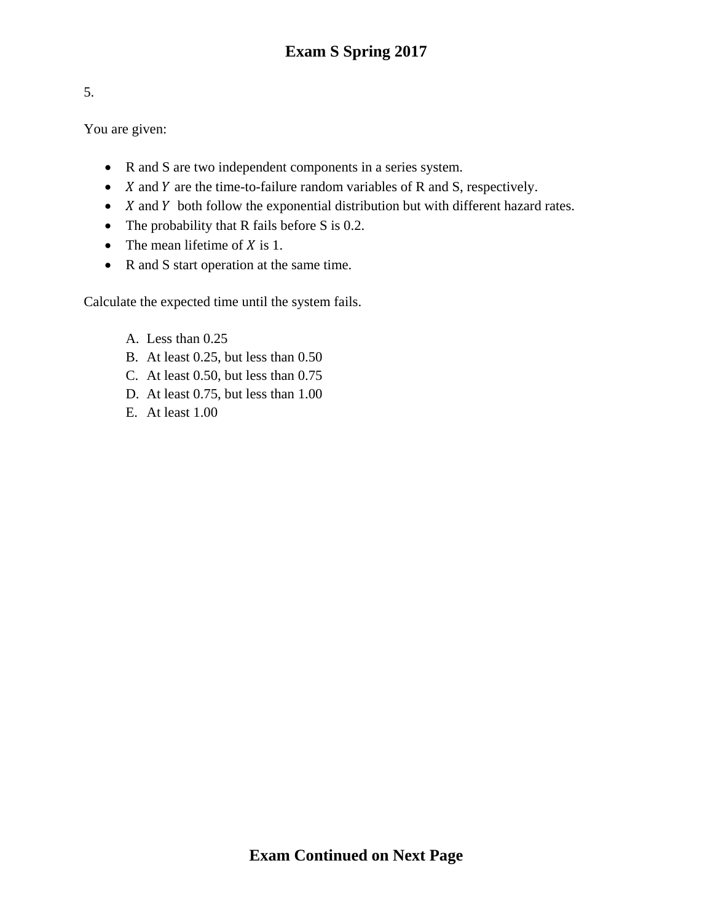5.

You are given:

- R and S are two independent components in a series system.
- $X$ and $Y$ are the time-to-failure random variables of R and S, respectively.
- $X$ and $Y$ both follow the exponential distribution but with different hazard rates.
- The probability that R fails before S is 0.2.
- The mean lifetime of $X$ is 1.
- R and S start operation at the same time.

Calculate the expected time until the system fails.

A. Less than 0.25
B. At least 0.25, but less than 0.50
C. At least 0.50, but less than 0.75
D. At least 0.75, but less than 1.00
E. At least 1.00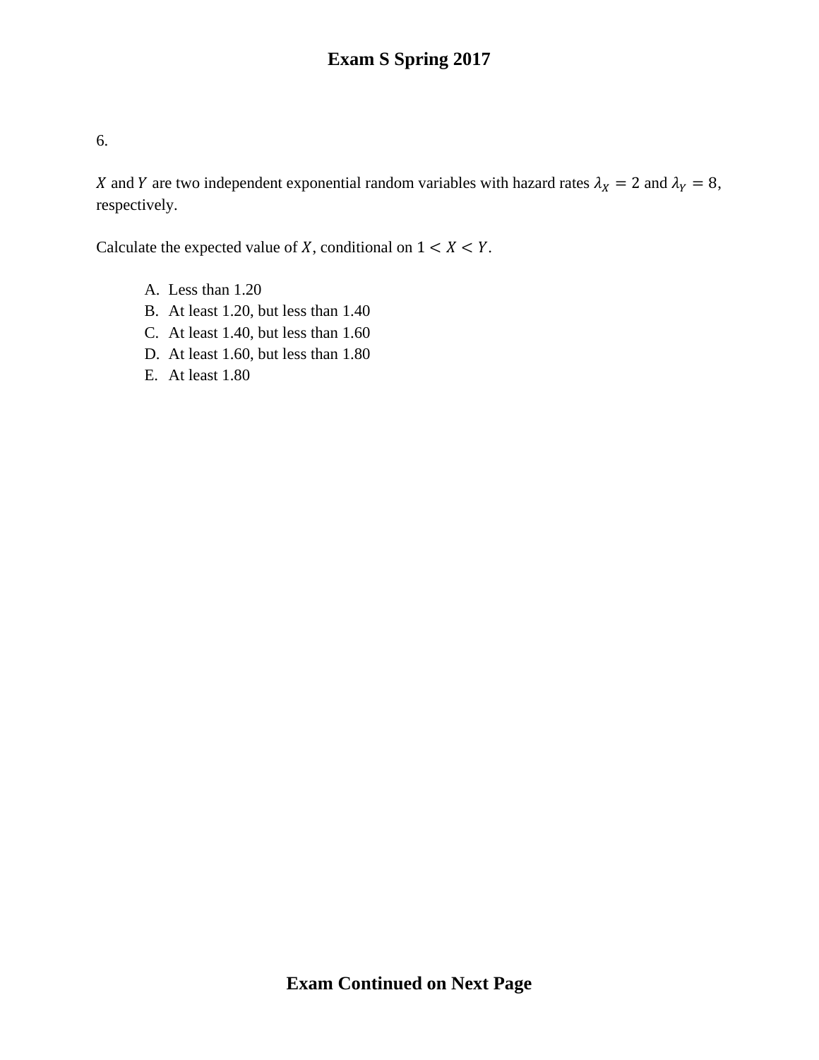6.

$X$ and $Y$ are two independent exponential random variables with hazard rates $\lambda_X = 2$ and $\lambda_Y = 8$, respectively.

Calculate the expected value of $X$, conditional on $1 < X < Y$.

A. Less than 1.20
B. At least 1.20, but less than 1.40
C. At least 1.40, but less than 1.60
D. At least 1.60, but less than 1.80
E. At least 1.80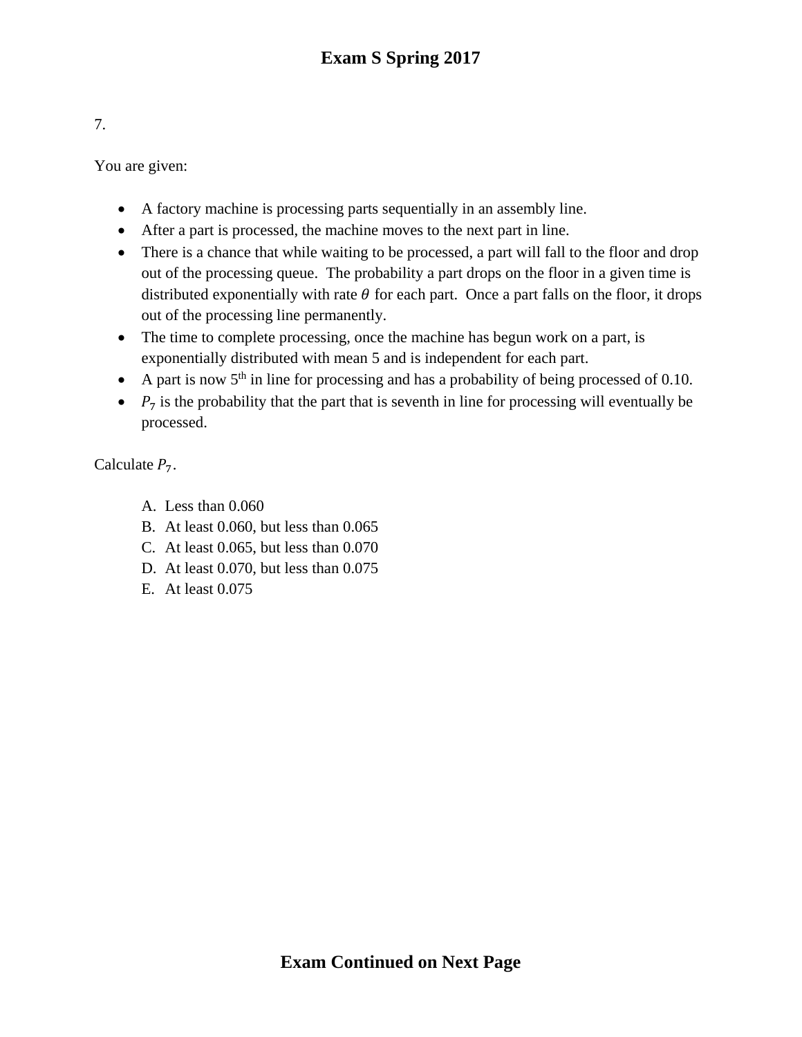7.

You are given:

- A factory machine is processing parts sequentially in an assembly line.
- After a part is processed, the machine moves to the next part in line.
- There is a chance that while waiting to be processed, a part will fall to the floor and drop out of the processing queue. The probability a part drops on the floor in a given time is distributed exponentially with rate $\theta$ for each part. Once a part falls on the floor, it drops out of the processing line permanently.
- The time to complete processing, once the machine has begun work on a part, is exponentially distributed with mean 5 and is independent for each part.
- A part is now $5^{th}$ in line for processing and has a probability of being processed of 0.10.
- $P_7$ is the probability that the part that is seventh in line for processing will eventually be processed.

Calculate $P_7$.

A. Less than 0.060
B. At least 0.060, but less than 0.065
C. At least 0.065, but less than 0.070
D. At least 0.070, but less than 0.075
E. At least 0.075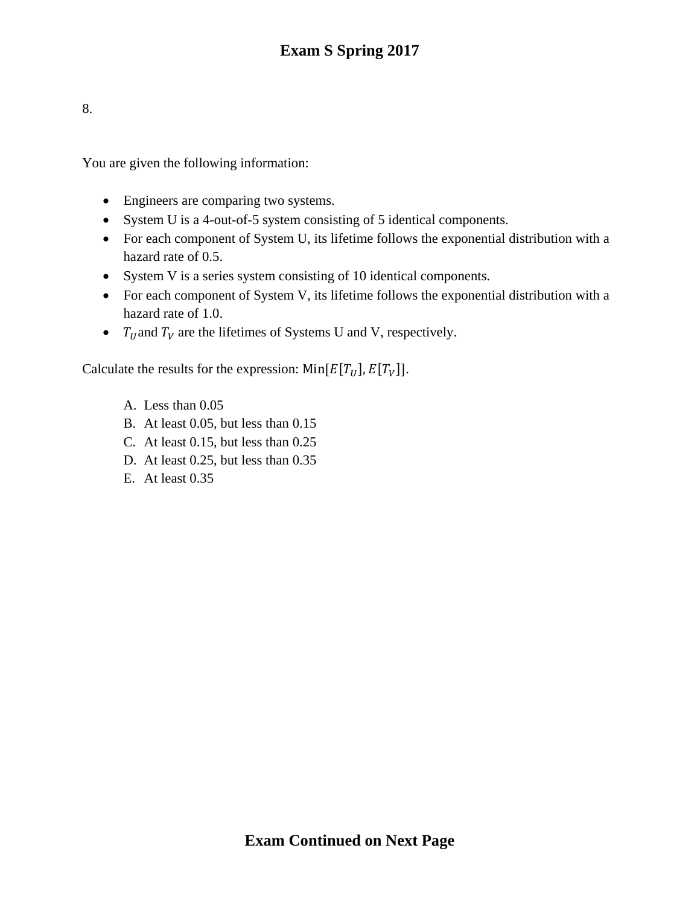8.

You are given the following information:

- Engineers are comparing two systems.
- System U is a 4-out-of-5 system consisting of 5 identical components.
- For each component of System U, its lifetime follows the exponential distribution with a hazard rate of 0.5.
- System V is a series system consisting of 10 identical components.
- For each component of System V, its lifetime follows the exponential distribution with a hazard rate of 1.0.
- $T_U$ and $T_V$ are the lifetimes of Systems U and V, respectively.

Calculate the results for the expression: $\text{Min}[E[T_U], E[T_V]]$.

A. Less than 0.05
B. At least 0.05, but less than 0.15
C. At least 0.15, but less than 0.25
D. At least 0.25, but less than 0.35
E. At least 0.35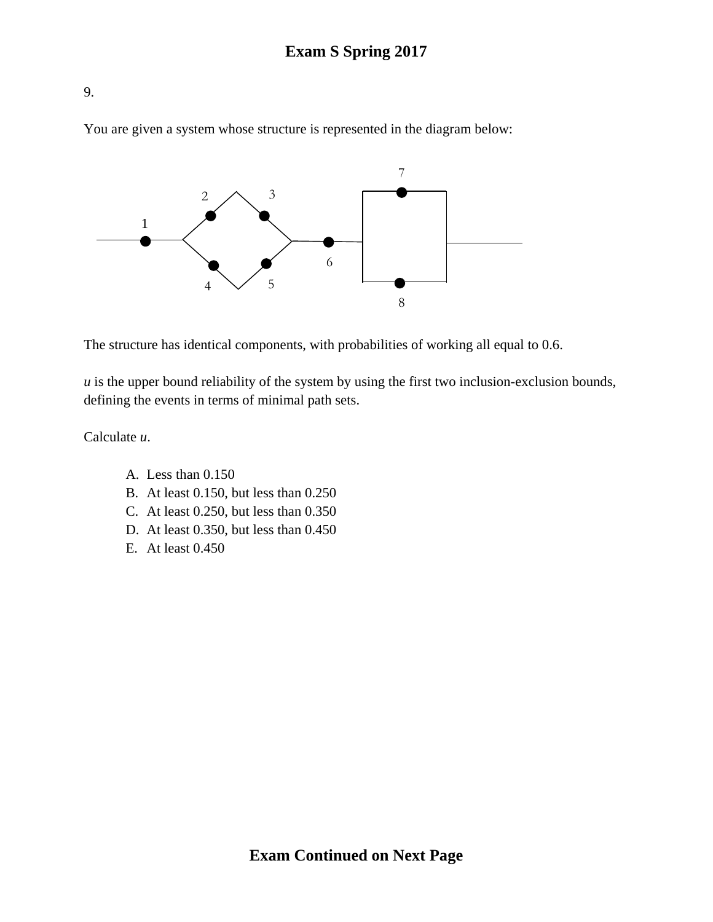9.

You are given a system whose structure is represented in the diagram below:

The structure has identical components, with probabilities of working all equal to 0.6.

*u* is the upper bound reliability of the system by using the first two inclusion-exclusion bounds, defining the events in terms of minimal path sets.

Calculate *u*.

A. Less than 0.150
B. At least 0.150, but less than 0.250
C. At least 0.250, but less than 0.350
D. At least 0.350, but less than 0.450
E. At least 0.450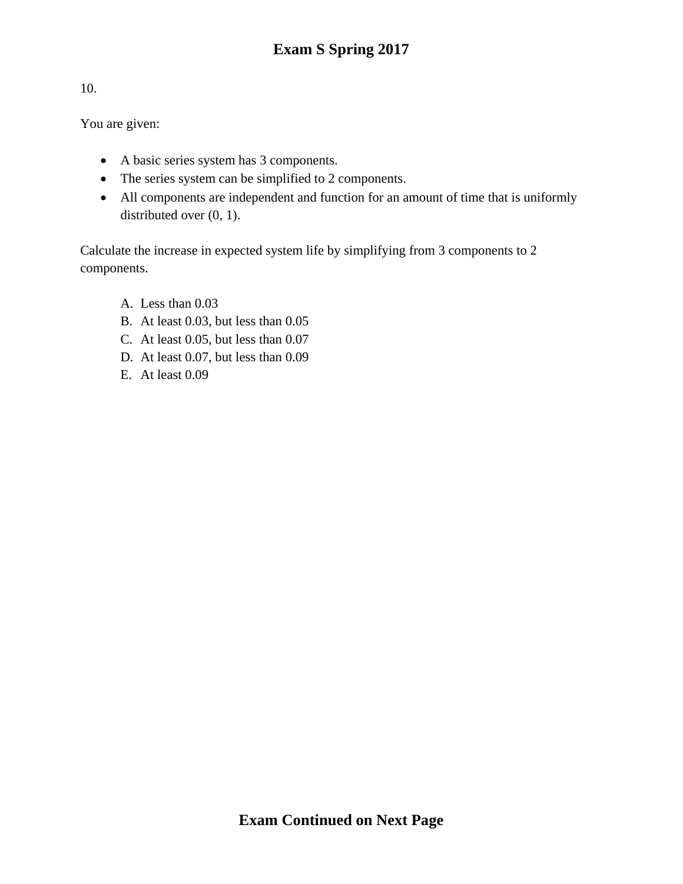10.

You are given:

- A basic series system has 3 components.
- The series system can be simplified to 2 components.
- All components are independent and function for an amount of time that is uniformly distributed over (0, 1).

Calculate the increase in expected system life by simplifying from 3 components to 2 components.

A. Less than 0.03
B. At least 0.03, but less than 0.05
C. At least 0.05, but less than 0.07
D. At least 0.07, but less than 0.09
E. At least 0.09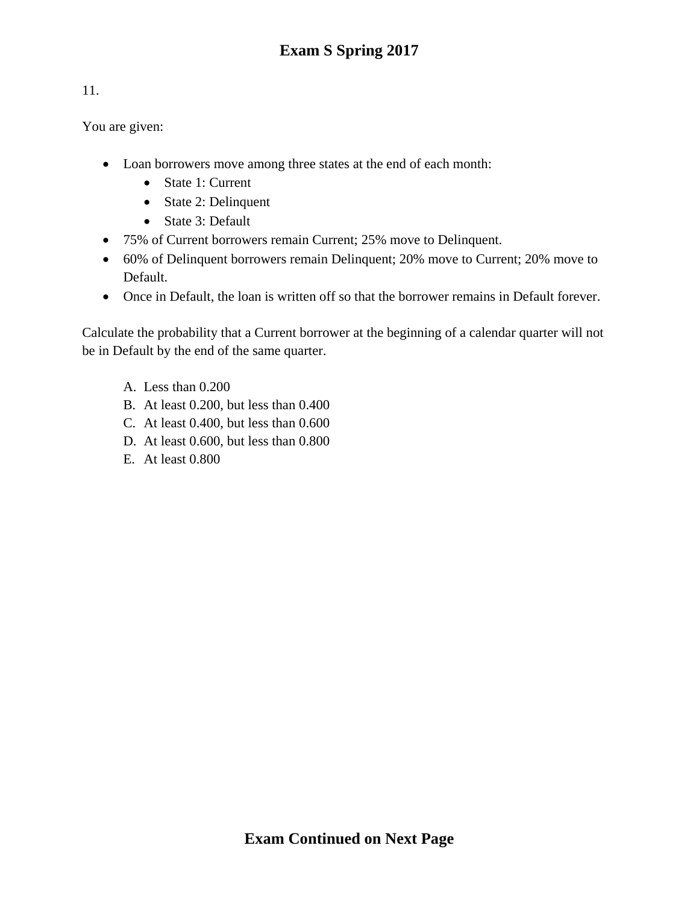11.

You are given:

- Loan borrowers move among three states at the end of each month:
  - State 1: Current
  - State 2: Delinquent
  - State 3: Default
- 75% of Current borrowers remain Current; 25% move to Delinquent.
- 60% of Delinquent borrowers remain Delinquent; 20% move to Current; 20% move to Default.
- Once in Default, the loan is written off so that the borrower remains in Default forever.

Calculate the probability that a Current borrower at the beginning of a calendar quarter will not be in Default by the end of the same quarter.

A. Less than 0.200
B. At least 0.200, but less than 0.400
C. At least 0.400, but less than 0.600
D. At least 0.600, but less than 0.800
E. At least 0.800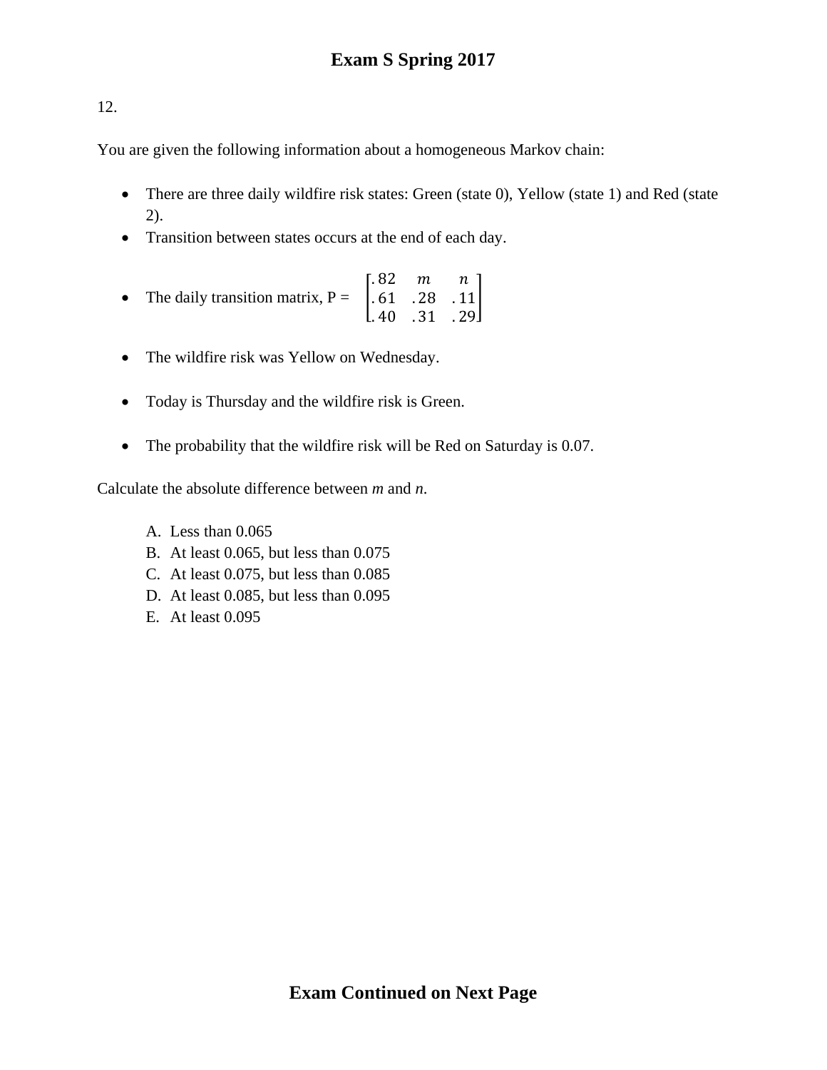# Exam S Spring 2017

12.

You are given the following information about a homogeneous Markov chain:

- There are three daily wildfire risk states: Green (state 0), Yellow (state 1) and Red (state 2).
- Transition between states occurs at the end of each day.
- The daily transition matrix, P = $\begin{bmatrix} .82 & m & n \\ .61 & .28 & .11 \\ .40 & .31 & .29 \end{bmatrix}$
- The wildfire risk was Yellow on Wednesday.
- Today is Thursday and the wildfire risk is Green.
- The probability that the wildfire risk will be Red on Saturday is 0.07.

Calculate the absolute difference between *m* and *n*.

A. Less than 0.065
B. At least 0.065, but less than 0.075
C. At least 0.075, but less than 0.085
D. At least 0.085, but less than 0.095
E. At least 0.095

**Exam Continued on Next Page**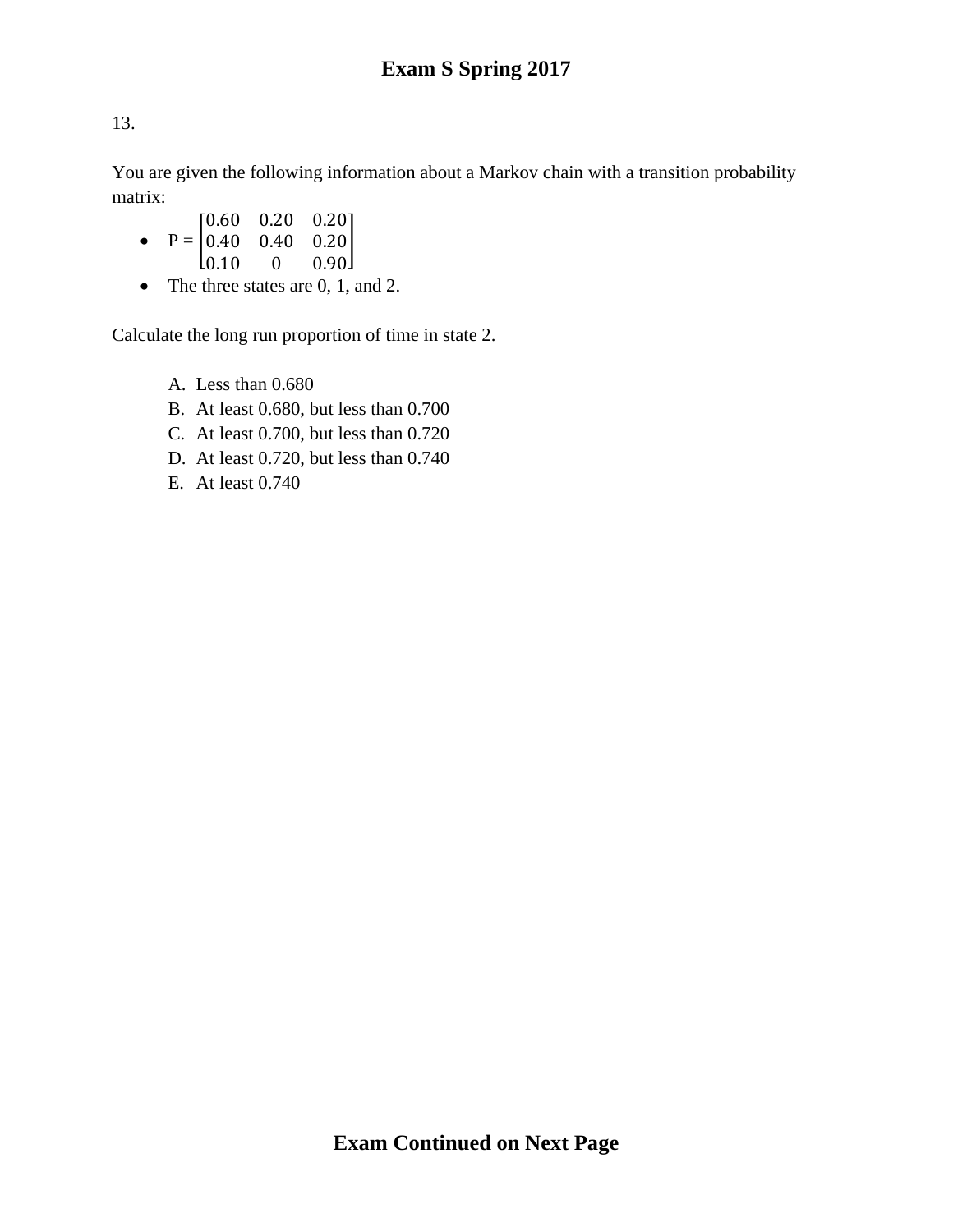# Exam S Spring 2017

13.

You are given the following information about a Markov chain with a transition probability matrix:

- $P = \begin{bmatrix} 0.60 & 0.20 & 0.20 \\ 0.40 & 0.40 & 0.20 \\ 0.10 & 0 & 0.90 \end{bmatrix}$
- The three states are 0, 1, and 2.

Calculate the long run proportion of time in state 2.

A. Less than 0.680
B. At least 0.680, but less than 0.700
C. At least 0.700, but less than 0.720
D. At least 0.720, but less than 0.740
E. At least 0.740

**Exam Continued on Next Page**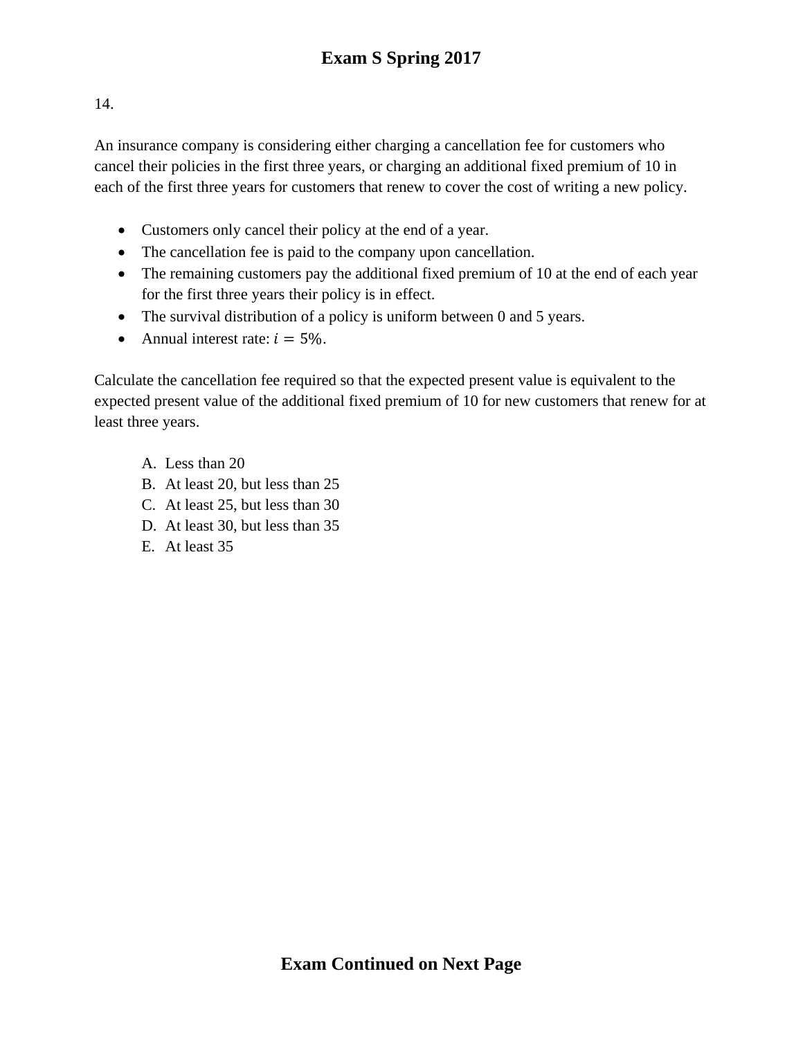14.

An insurance company is considering either charging a cancellation fee for customers who cancel their policies in the first three years, or charging an additional fixed premium of 10 in each of the first three years for customers that renew to cover the cost of writing a new policy.

- Customers only cancel their policy at the end of a year.
- The cancellation fee is paid to the company upon cancellation.
- The remaining customers pay the additional fixed premium of 10 at the end of each year for the first three years their policy is in effect.
- The survival distribution of a policy is uniform between 0 and 5 years.
- Annual interest rate: $i = 5\%$.

Calculate the cancellation fee required so that the expected present value is equivalent to the expected present value of the additional fixed premium of 10 for new customers that renew for at least three years.

A. Less than 20
B. At least 20, but less than 25
C. At least 25, but less than 30
D. At least 30, but less than 35
E. At least 35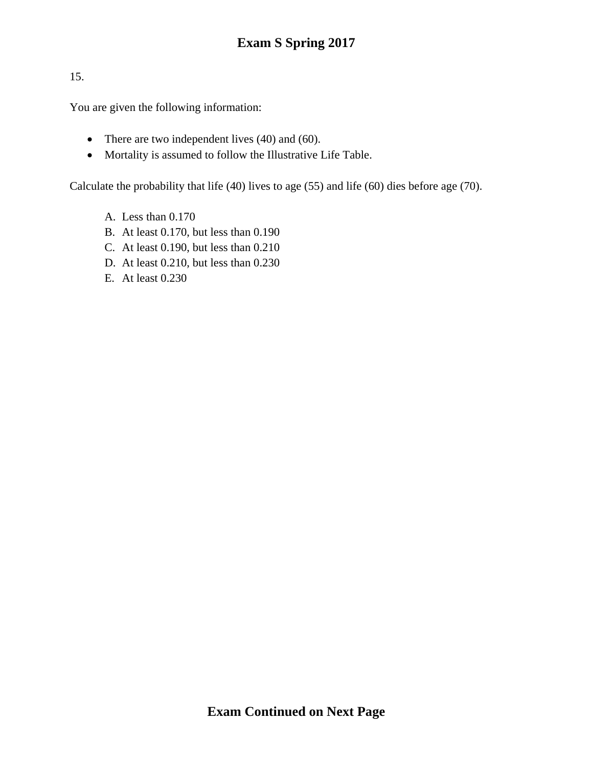15.

You are given the following information:

- There are two independent lives (40) and (60).
- Mortality is assumed to follow the Illustrative Life Table.

Calculate the probability that life (40) lives to age (55) and life (60) dies before age (70).

A. Less than 0.170
B. At least 0.170, but less than 0.190
C. At least 0.190, but less than 0.210
D. At least 0.210, but less than 0.230
E. At least 0.230

**Exam Continued on Next Page**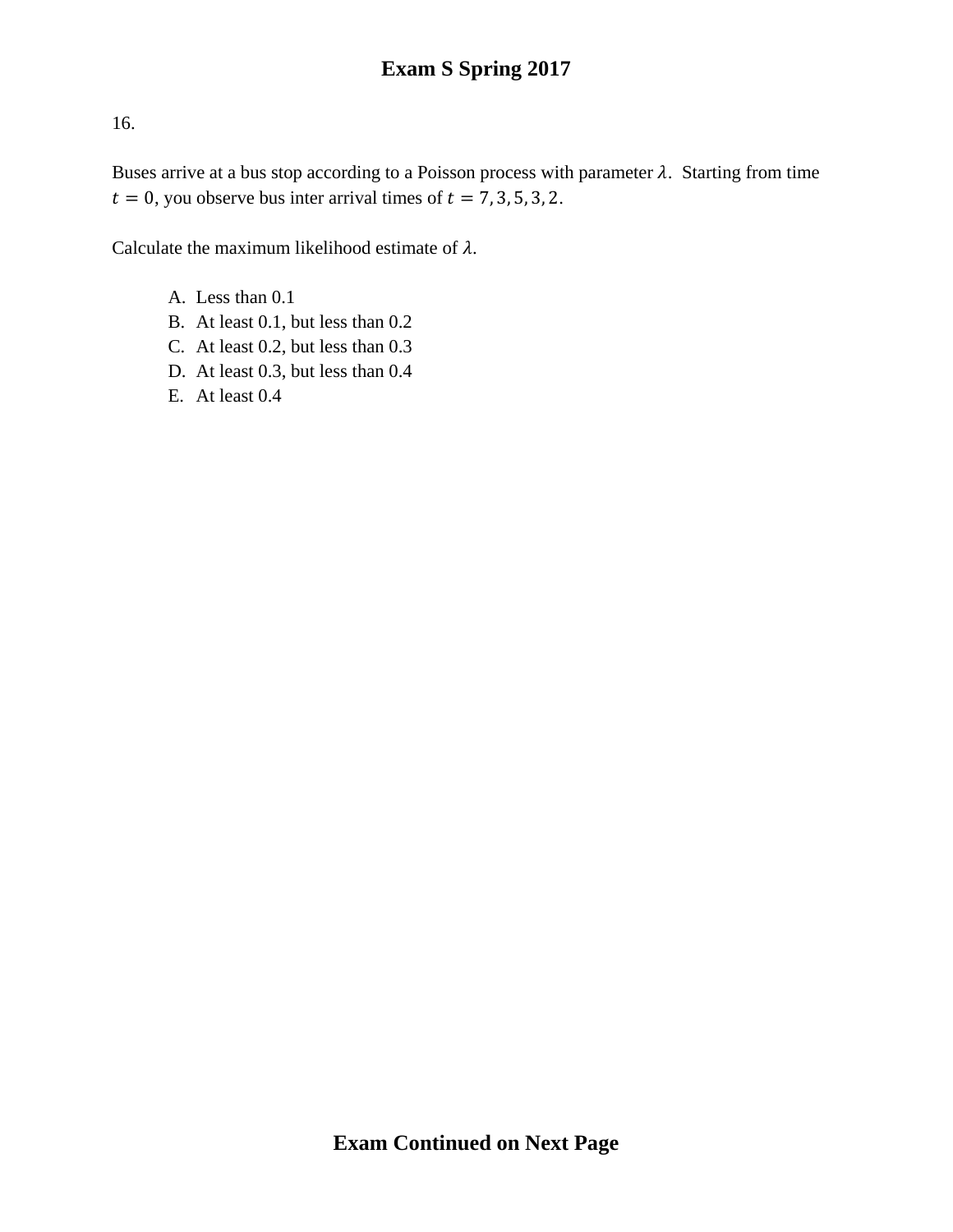16.

Buses arrive at a bus stop according to a Poisson process with parameter $\lambda$. Starting from time $t = 0$, you observe bus inter arrival times of $t = 7, 3, 5, 3, 2$.

Calculate the maximum likelihood estimate of $\lambda$.

A. Less than 0.1
B. At least 0.1, but less than 0.2
C. At least 0.2, but less than 0.3
D. At least 0.3, but less than 0.4
E. At least 0.4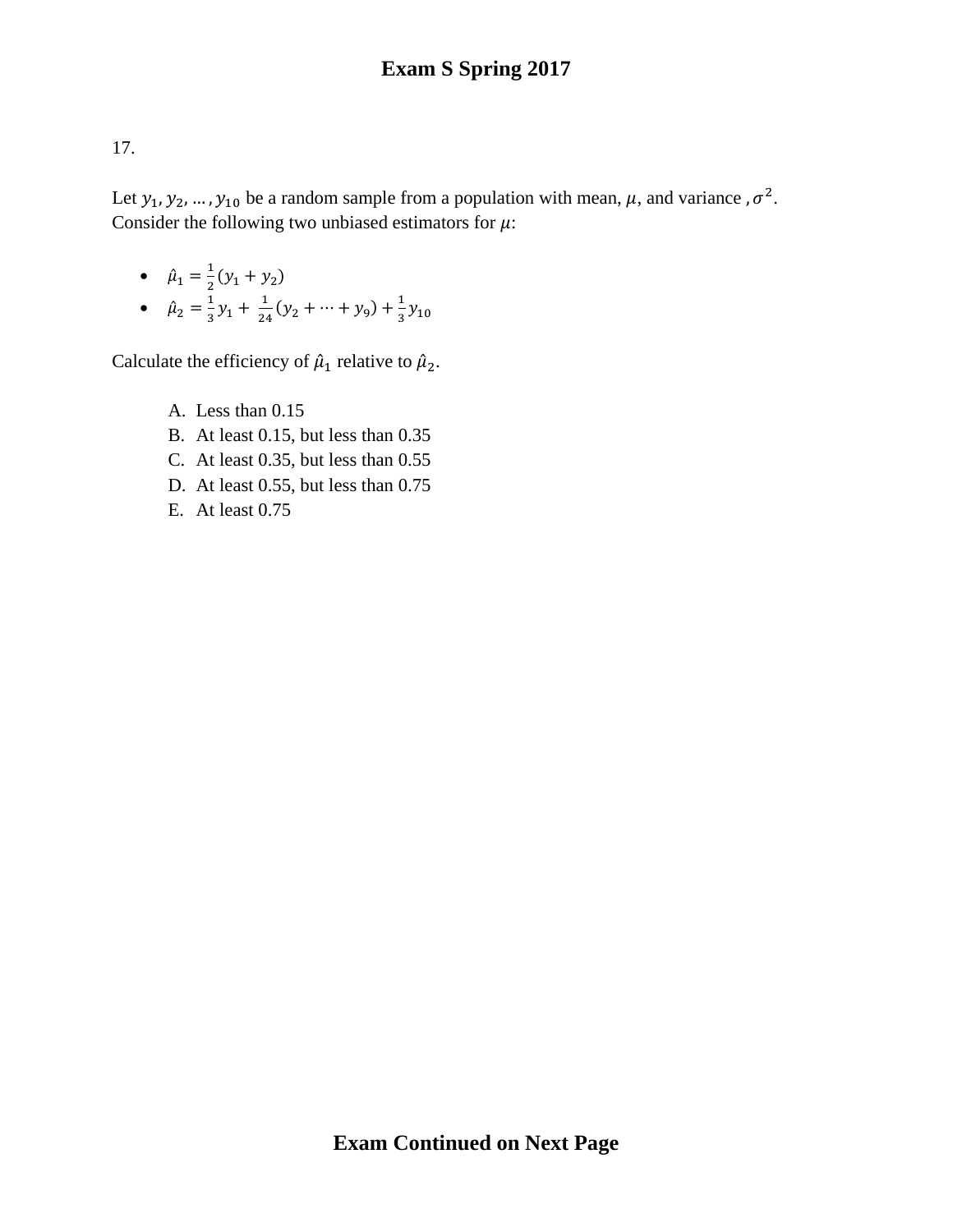17.

Let $y_1, y_2, \ldots, y_{10}$ be a random sample from a population with mean, $\mu$, and variance , $\sigma^2$. Consider the following two unbiased estimators for $\mu$:

- $\hat{\mu}_1 = \frac{1}{2}(y_1 + y_2)$
- $\hat{\mu}_2 = \frac{1}{3}y_1 + \frac{1}{24}(y_2 + \cdots + y_9) + \frac{1}{3}y_{10}$

Calculate the efficiency of $\hat{\mu}_1$ relative to $\hat{\mu}_2$.

A. Less than 0.15
B. At least 0.15, but less than 0.35
C. At least 0.35, but less than 0.55
D. At least 0.55, but less than 0.75
E. At least 0.75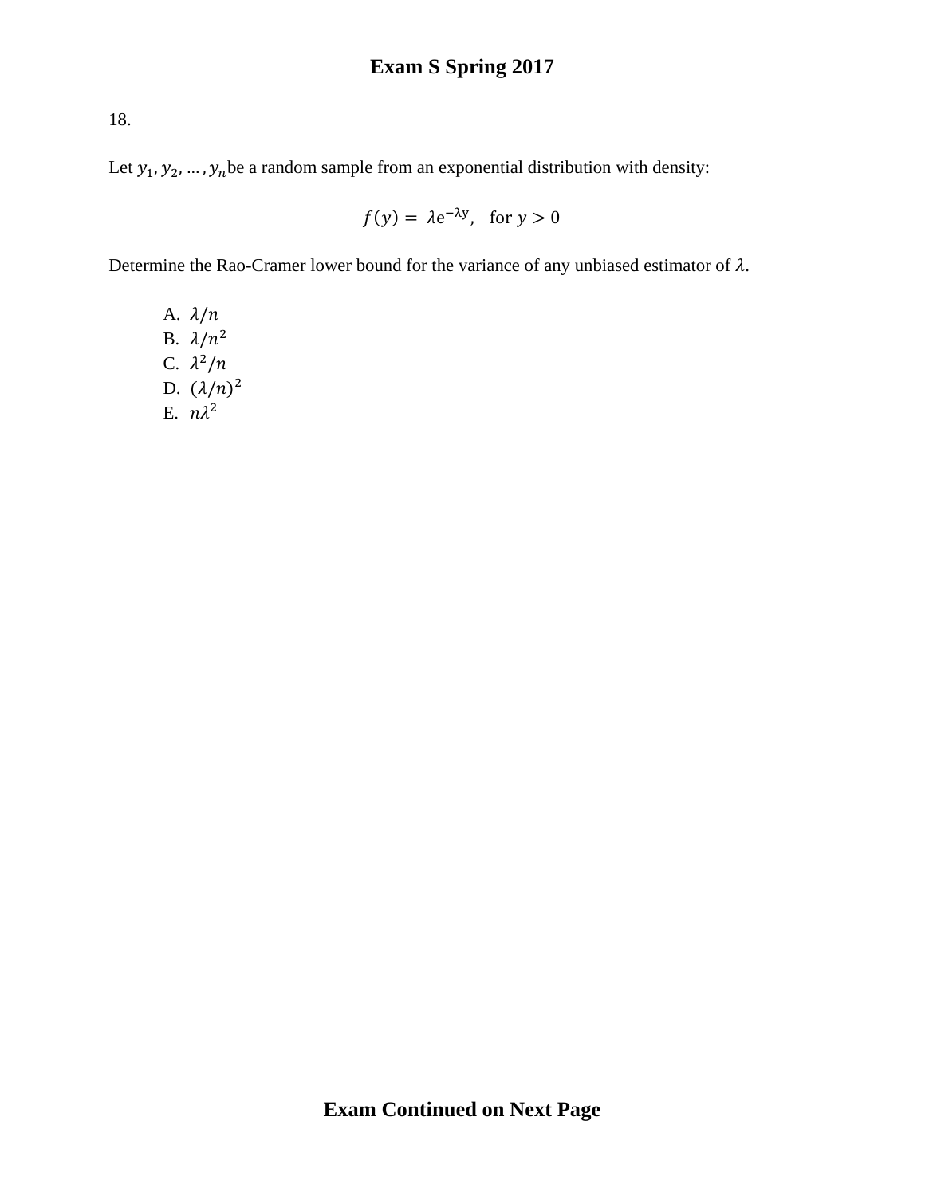18.

Let $y_1, y_2, \ldots, y_n$ be a random sample from an exponential distribution with density:

$$f(y) = \lambda e^{-\lambda y}, \quad \text{for } y > 0$$

Determine the Rao-Cramer lower bound for the variance of any unbiased estimator of $\lambda$.

A. $\lambda/n$
B. $\lambda/n^2$
C. $\lambda^2/n$
D. $(\lambda/n)^2$
E. $n\lambda^2$

**Exam Continued on Next Page**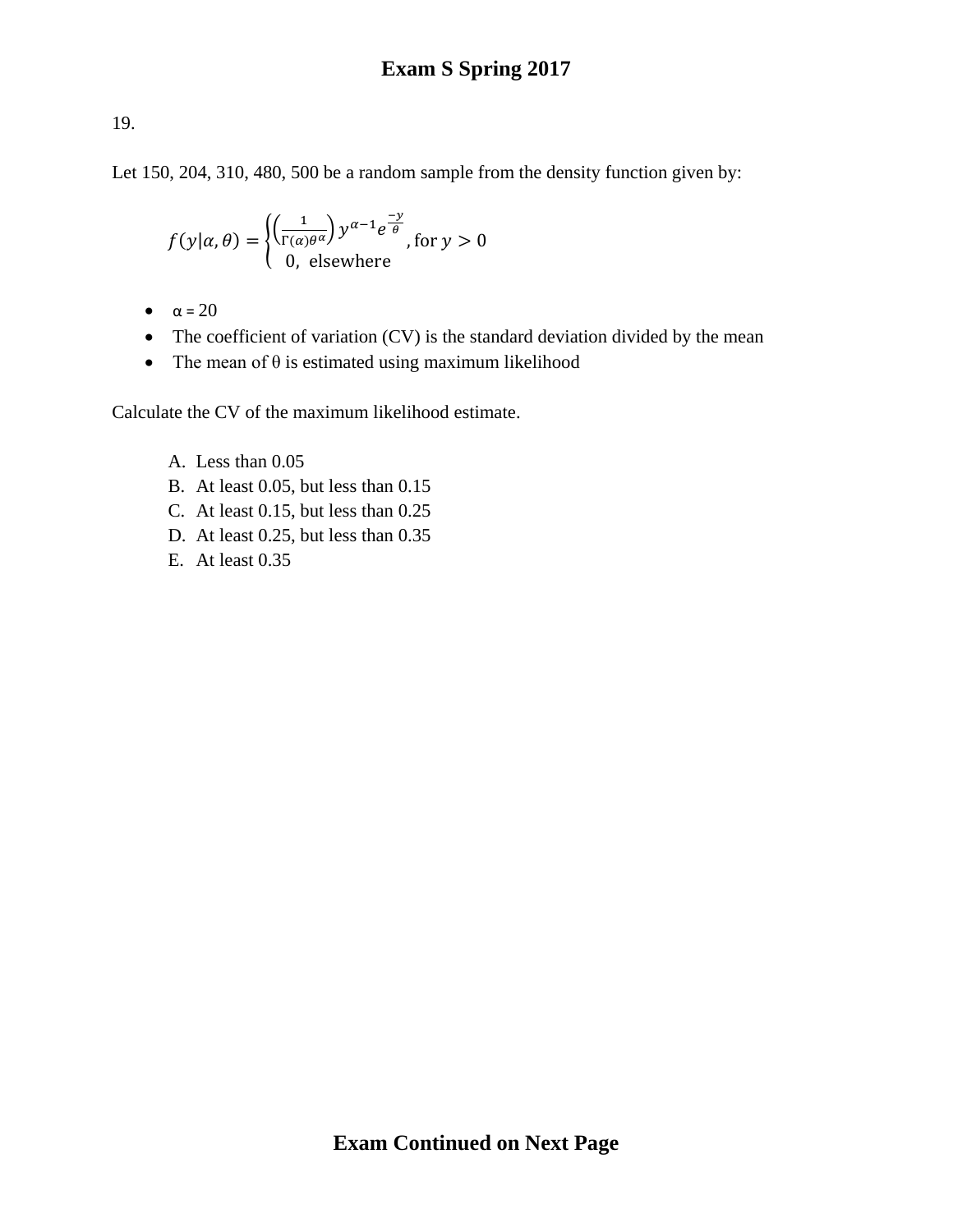# Exam S Spring 2017

19.

Let 150, 204, 310, 480, 500 be a random sample from the density function given by:

$$f(y|\alpha,\theta) = \begin{cases} \left(\frac{1}{\Gamma(\alpha)\theta^{\alpha}}\right) y^{\alpha-1} e^{\frac{-y}{\theta}}, \text{for } y > 0 \\ 0, \text{ elsewhere} \end{cases}$$

- α = 20
- The coefficient of variation (CV) is the standard deviation divided by the mean
- The mean of θ is estimated using maximum likelihood

Calculate the CV of the maximum likelihood estimate.

A. Less than 0.05
B. At least 0.05, but less than 0.15
C. At least 0.15, but less than 0.25
D. At least 0.25, but less than 0.35
E. At least 0.35

**Exam Continued on Next Page**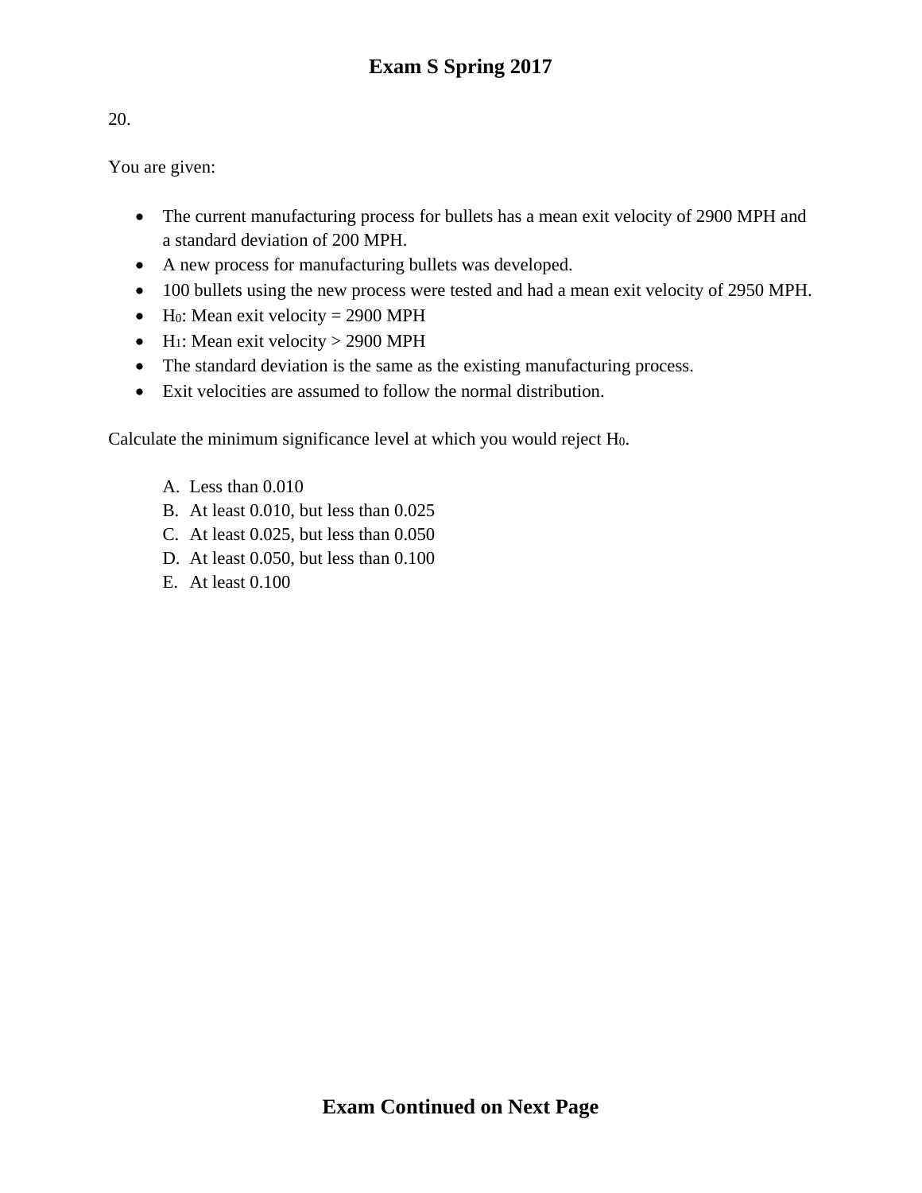20.

You are given:

- The current manufacturing process for bullets has a mean exit velocity of 2900 MPH and a standard deviation of 200 MPH.
- A new process for manufacturing bullets was developed.
- 100 bullets using the new process were tested and had a mean exit velocity of 2950 MPH.
- $H_0$: Mean exit velocity = 2900 MPH
- $H_1$: Mean exit velocity > 2900 MPH
- The standard deviation is the same as the existing manufacturing process.
- Exit velocities are assumed to follow the normal distribution.

Calculate the minimum significance level at which you would reject $H_0$.

A. Less than 0.010
B. At least 0.010, but less than 0.025
C. At least 0.025, but less than 0.050
D. At least 0.050, but less than 0.100
E. At least 0.100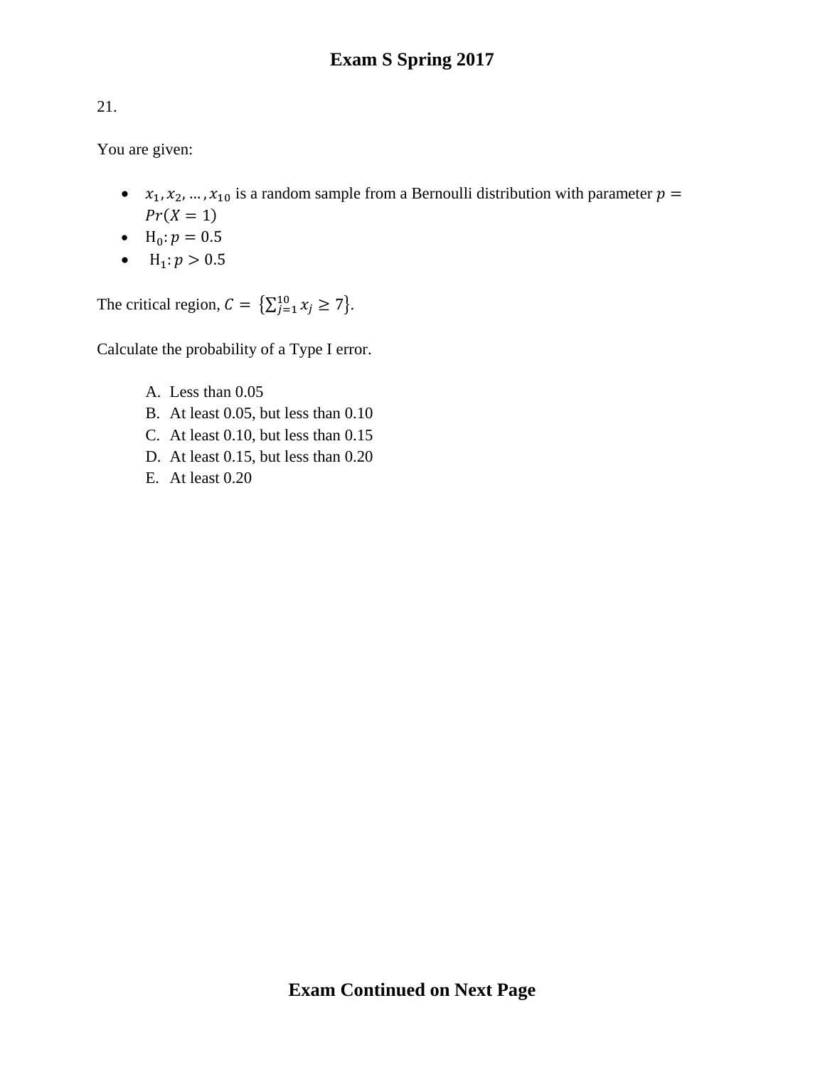21.

You are given:

- $x_1, x_2, \ldots, x_{10}$ is a random sample from a Bernoulli distribution with parameter $p = Pr(X = 1)$
- $H_0: p = 0.5$
- $H_1: p > 0.5$

The critical region, $C = \left\{\sum_{j=1}^{10} x_j \geq 7\right\}$.

Calculate the probability of a Type I error.

A. Less than 0.05
B. At least 0.05, but less than 0.10
C. At least 0.10, but less than 0.15
D. At least 0.15, but less than 0.20
E. At least 0.20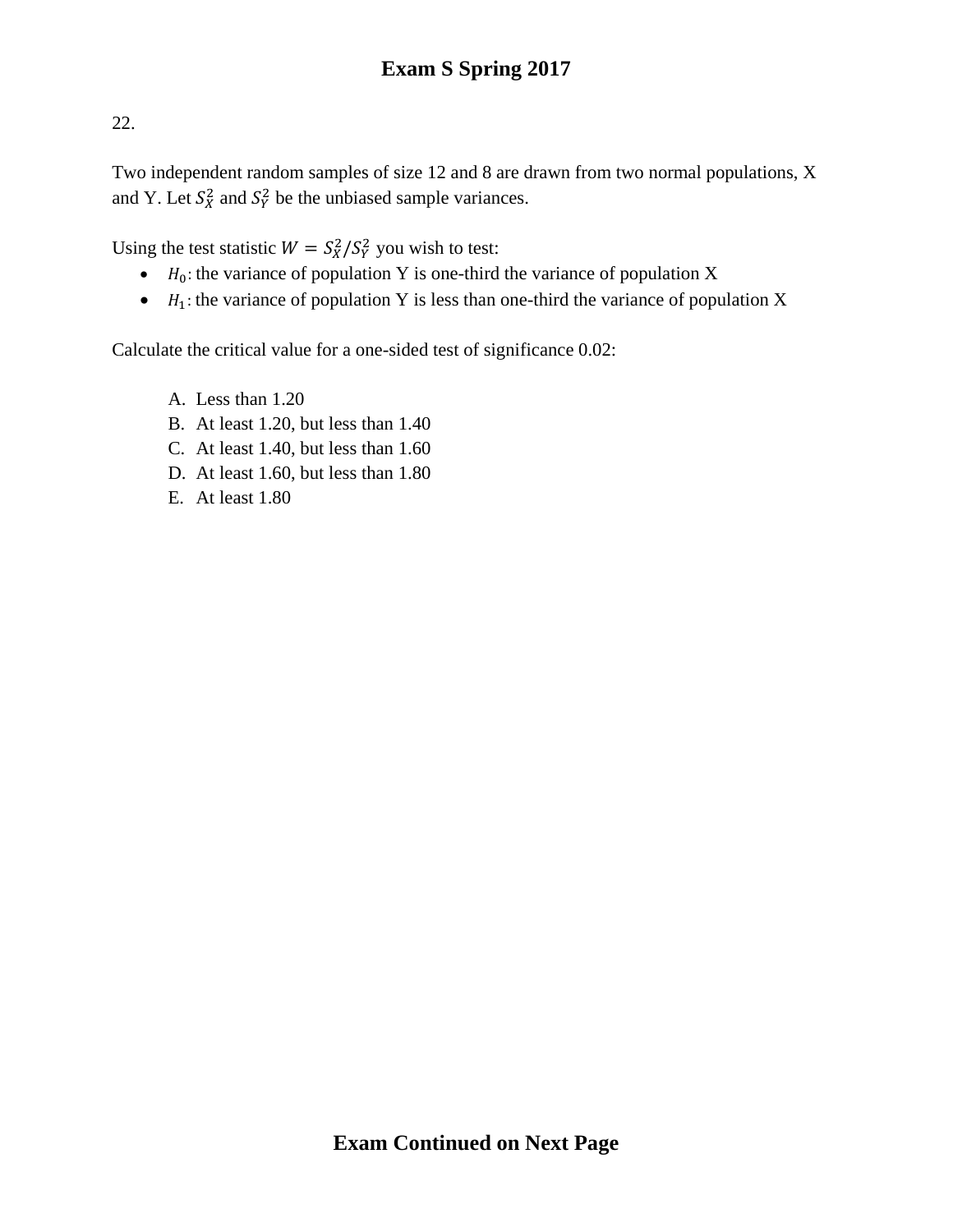22.

Two independent random samples of size 12 and 8 are drawn from two normal populations, X and Y. Let $S_X^2$ and $S_Y^2$ be the unbiased sample variances.

Using the test statistic $W = S_X^2 / S_Y^2$ you wish to test:

- $H_0$: the variance of population Y is one-third the variance of population X
- $H_1$: the variance of population Y is less than one-third the variance of population X

Calculate the critical value for a one-sided test of significance 0.02:

A. Less than 1.20
B. At least 1.20, but less than 1.40
C. At least 1.40, but less than 1.60
D. At least 1.60, but less than 1.80
E. At least 1.80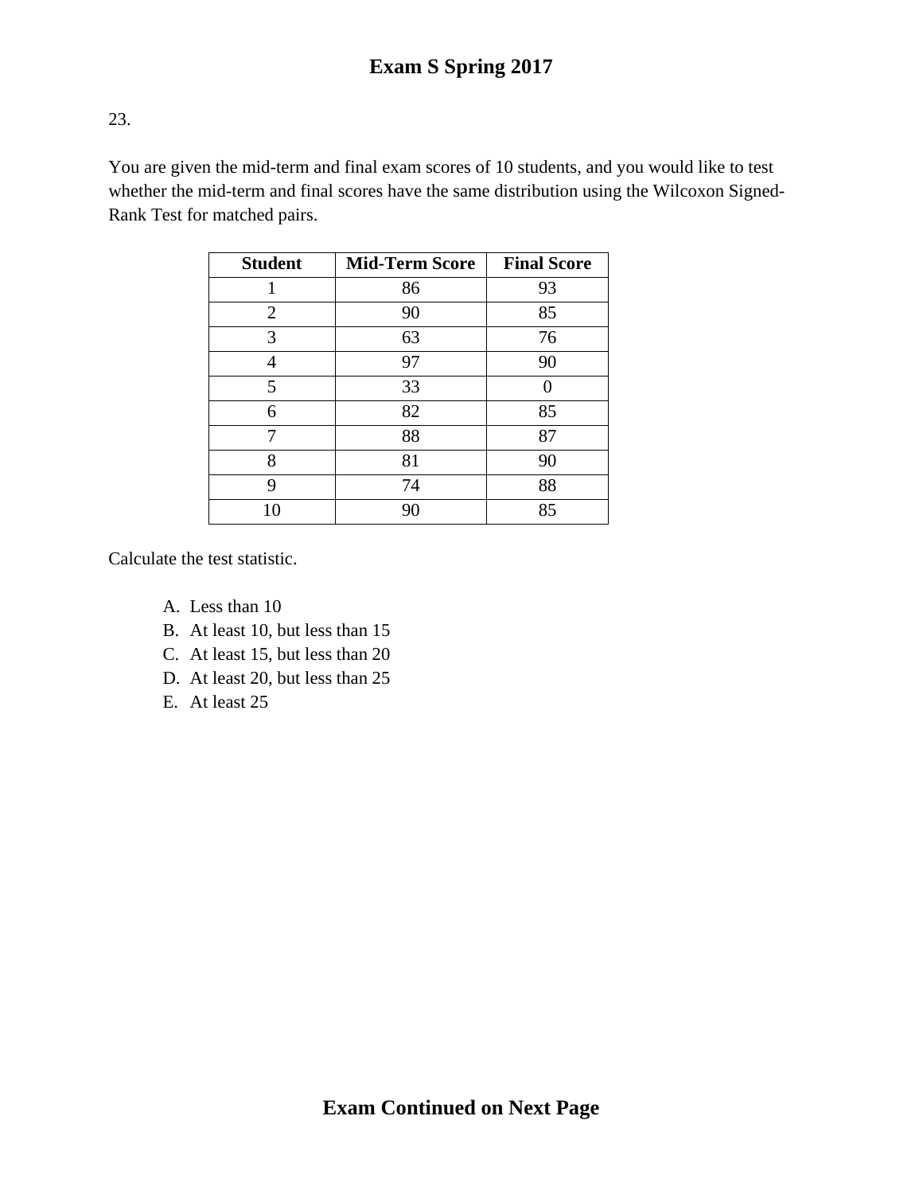23.

You are given the mid-term and final exam scores of 10 students, and you would like to test whether the mid-term and final scores have the same distribution using the Wilcoxon Signed-Rank Test for matched pairs.

| Student | Mid-Term Score | Final Score |
|---|---|---|
| 1 | 86 | 93 |
| 2 | 90 | 85 |
| 3 | 63 | 76 |
| 4 | 97 | 90 |
| 5 | 33 | 0 |
| 6 | 82 | 85 |
| 7 | 88 | 87 |
| 8 | 81 | 90 |
| 9 | 74 | 88 |
| 10 | 90 | 85 |

Calculate the test statistic.

A. Less than 10
B. At least 10, but less than 15
C. At least 15, but less than 20
D. At least 20, but less than 25
E. At least 25

**Exam Continued on Next Page**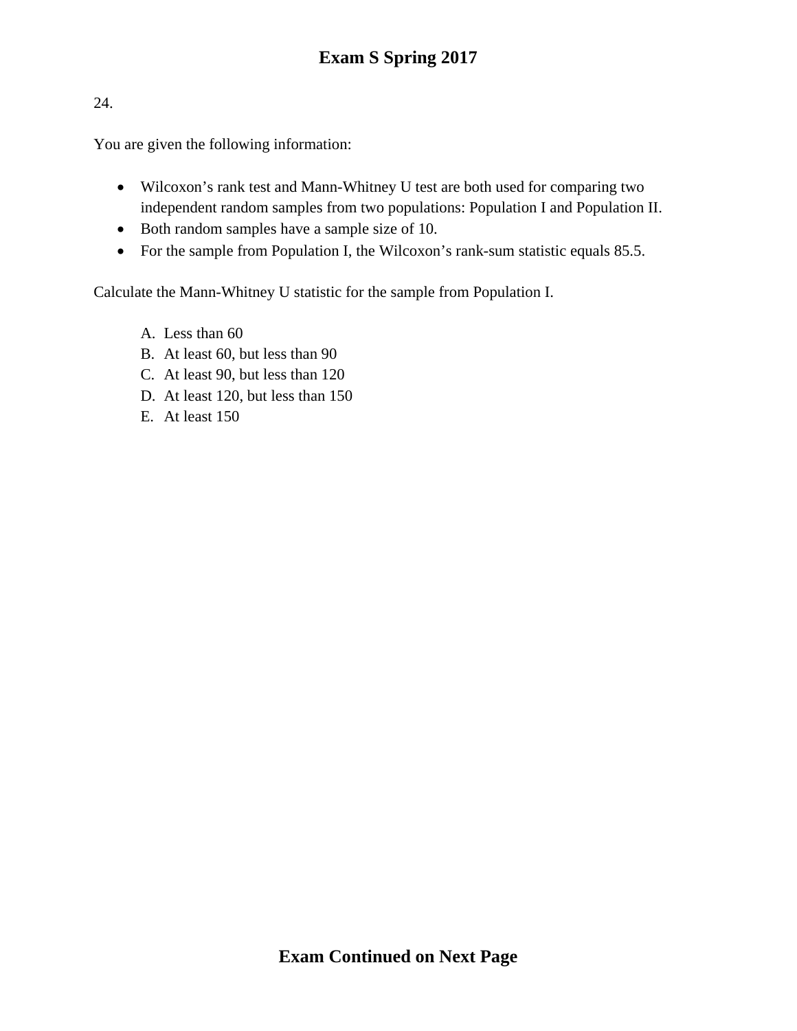24.

You are given the following information:

- Wilcoxon's rank test and Mann-Whitney U test are both used for comparing two independent random samples from two populations: Population I and Population II.
- Both random samples have a sample size of 10.
- For the sample from Population I, the Wilcoxon's rank-sum statistic equals 85.5.

Calculate the Mann-Whitney U statistic for the sample from Population I.

A. Less than 60
B. At least 60, but less than 90
C. At least 90, but less than 120
D. At least 120, but less than 150
E. At least 150

**Exam Continued on Next Page**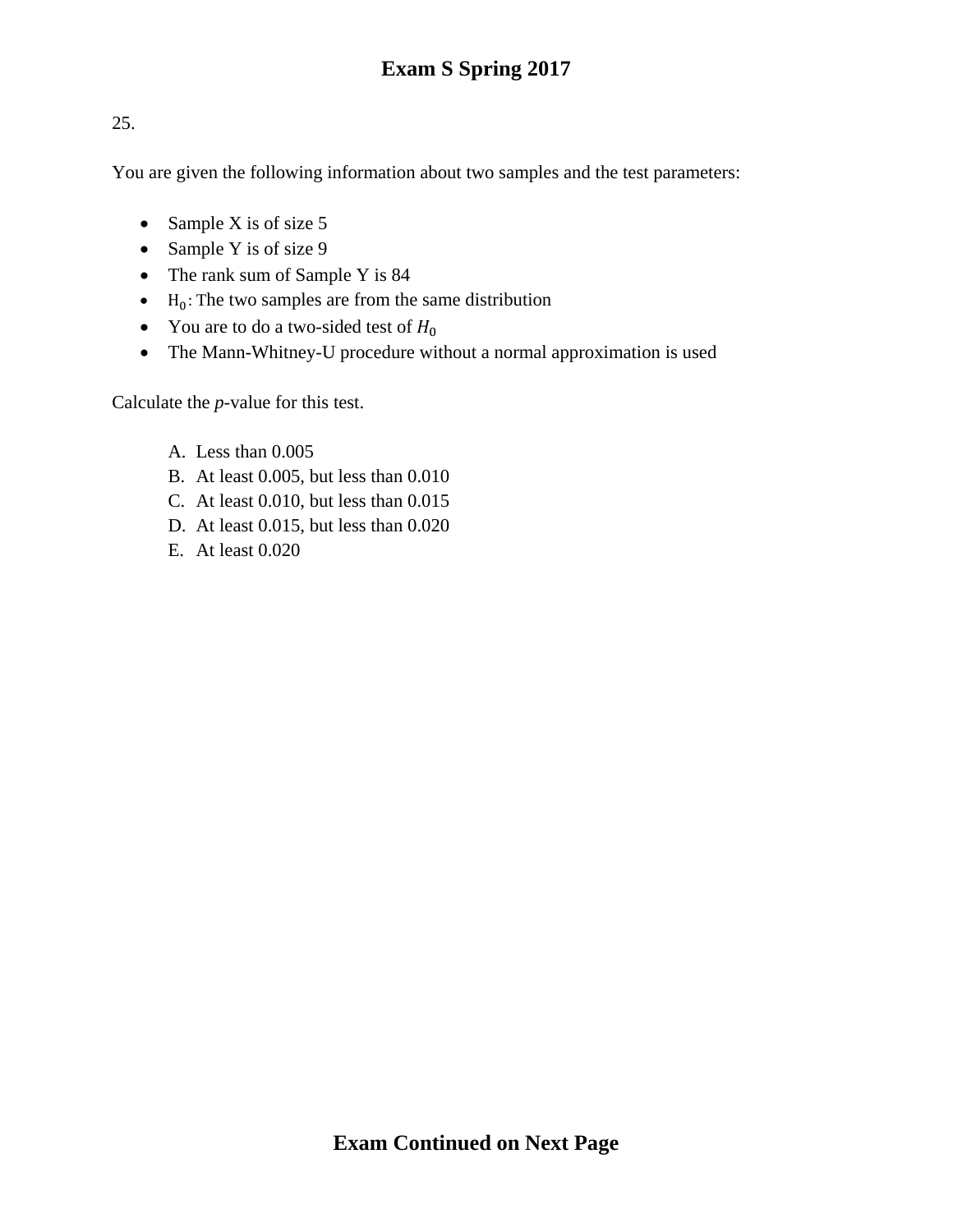25.

You are given the following information about two samples and the test parameters:

- Sample X is of size 5
- Sample Y is of size 9
- The rank sum of Sample Y is 84
- $H_0$: The two samples are from the same distribution
- You are to do a two-sided test of $H_0$
- The Mann-Whitney-U procedure without a normal approximation is used

Calculate the *p*-value for this test.

A. Less than 0.005
B. At least 0.005, but less than 0.010
C. At least 0.010, but less than 0.015
D. At least 0.015, but less than 0.020
E. At least 0.020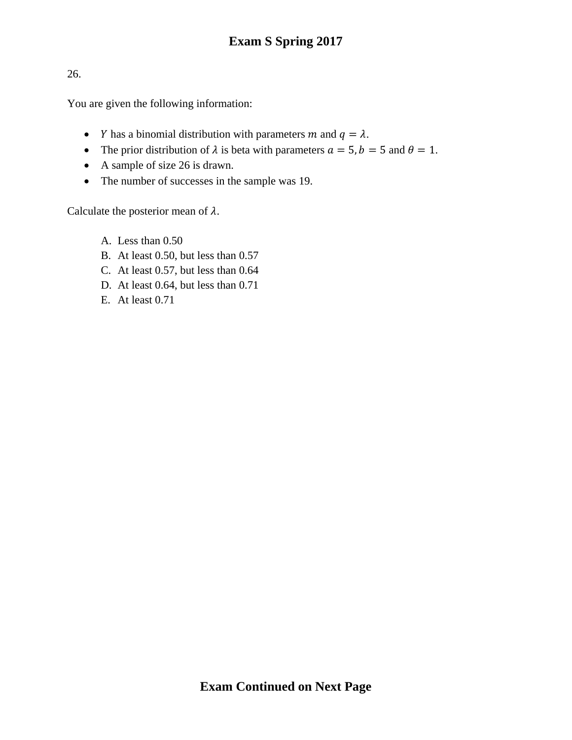26.

You are given the following information:

- $Y$ has a binomial distribution with parameters $m$ and $q = \lambda$.
- The prior distribution of $\lambda$ is beta with parameters $a = 5, b = 5$ and $\theta = 1$.
- A sample of size 26 is drawn.
- The number of successes in the sample was 19.

Calculate the posterior mean of $\lambda$.

A. Less than 0.50
B. At least 0.50, but less than 0.57
C. At least 0.57, but less than 0.64
D. At least 0.64, but less than 0.71
E. At least 0.71

**Exam Continued on Next Page**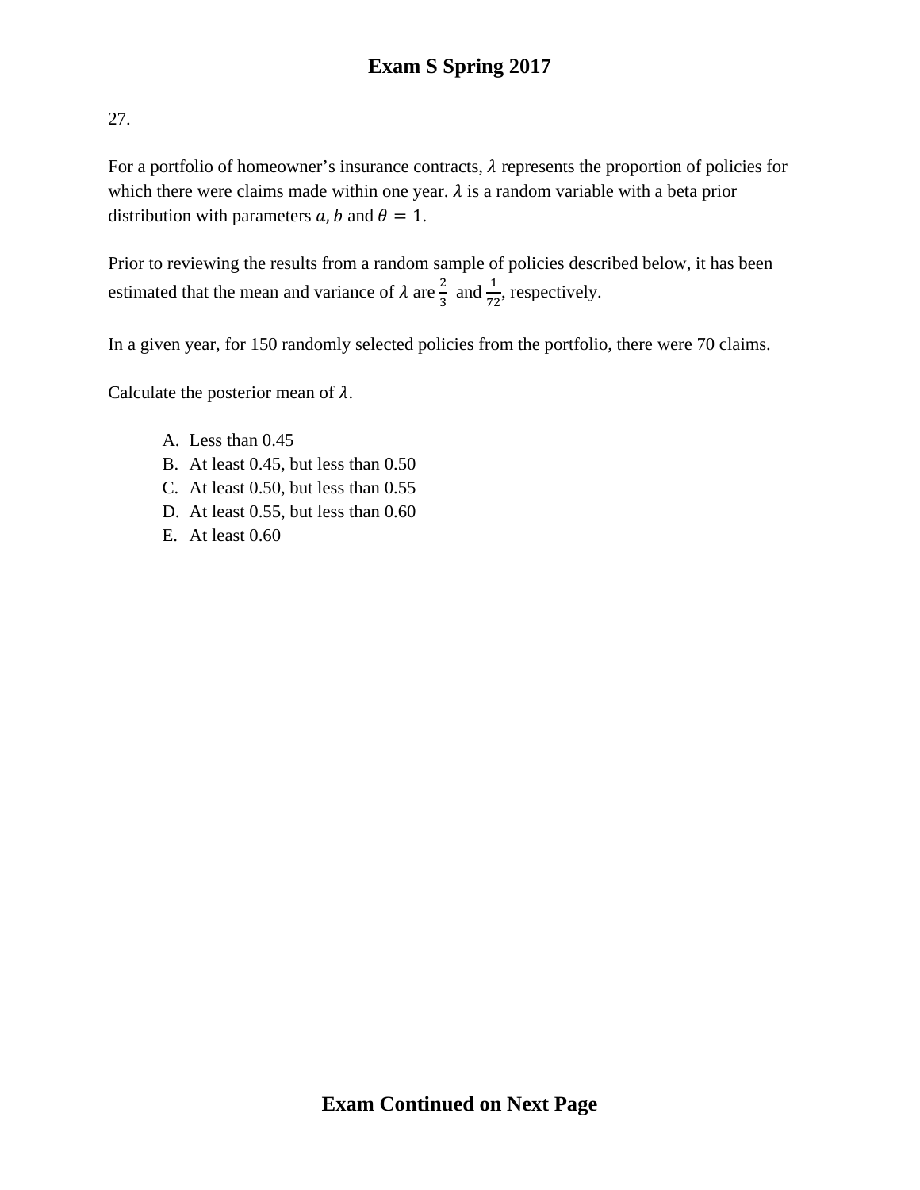27.

For a portfolio of homeowner's insurance contracts, $\lambda$ represents the proportion of policies for which there were claims made within one year. $\lambda$ is a random variable with a beta prior distribution with parameters $a, b$ and $\theta = 1$.

Prior to reviewing the results from a random sample of policies described below, it has been estimated that the mean and variance of $\lambda$ are $\frac{2}{3}$ and $\frac{1}{72}$, respectively.

In a given year, for 150 randomly selected policies from the portfolio, there were 70 claims.

Calculate the posterior mean of $\lambda$.

A. Less than 0.45
B. At least 0.45, but less than 0.50
C. At least 0.50, but less than 0.55
D. At least 0.55, but less than 0.60
E. At least 0.60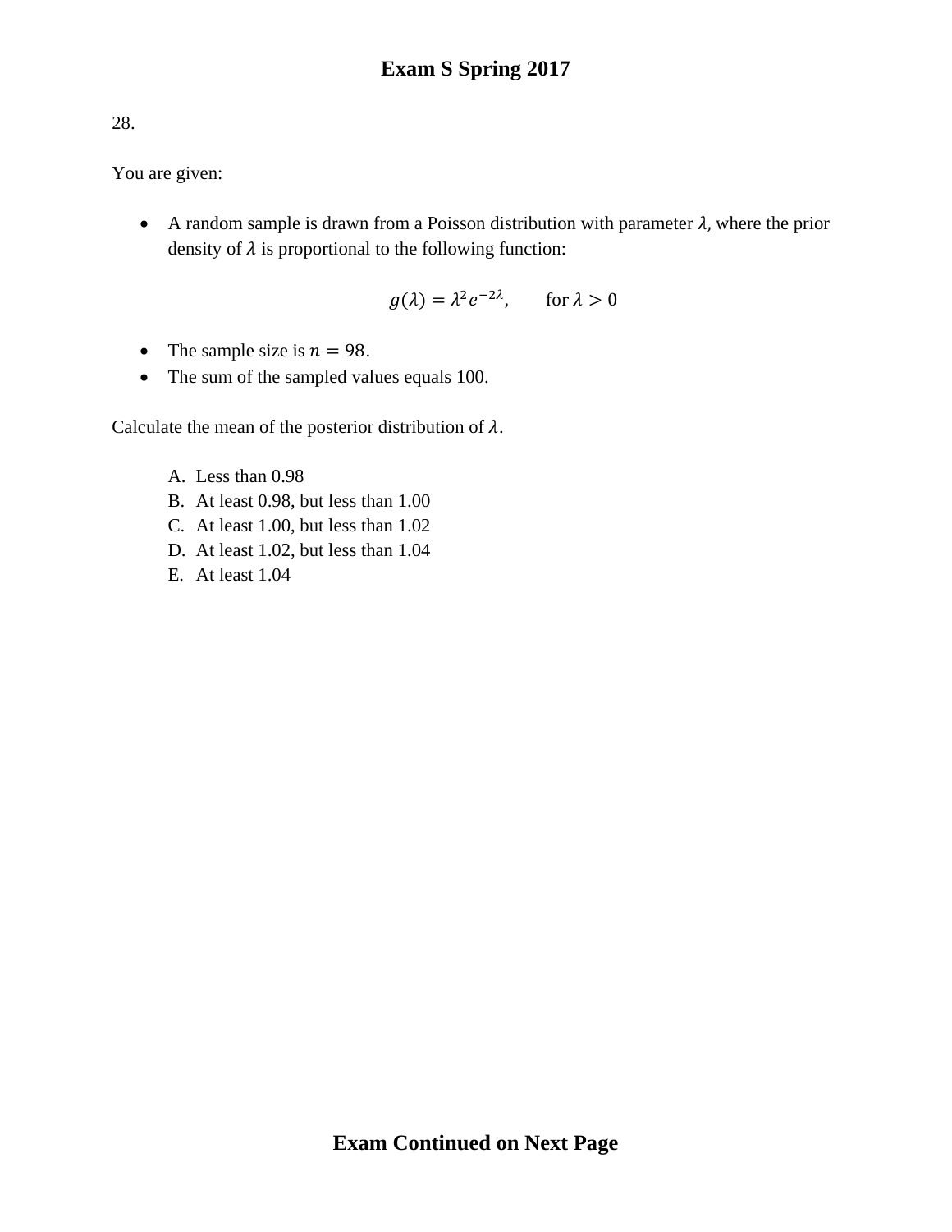28.

You are given:

- A random sample is drawn from a Poisson distribution with parameter $\lambda$, where the prior density of $\lambda$ is proportional to the following function:

$$g(\lambda) = \lambda^2 e^{-2\lambda}, \qquad \text{for } \lambda > 0$$

- The sample size is $n = 98$.
- The sum of the sampled values equals 100.

Calculate the mean of the posterior distribution of $\lambda$.

A. Less than 0.98
B. At least 0.98, but less than 1.00
C. At least 1.00, but less than 1.02
D. At least 1.02, but less than 1.04
E. At least 1.04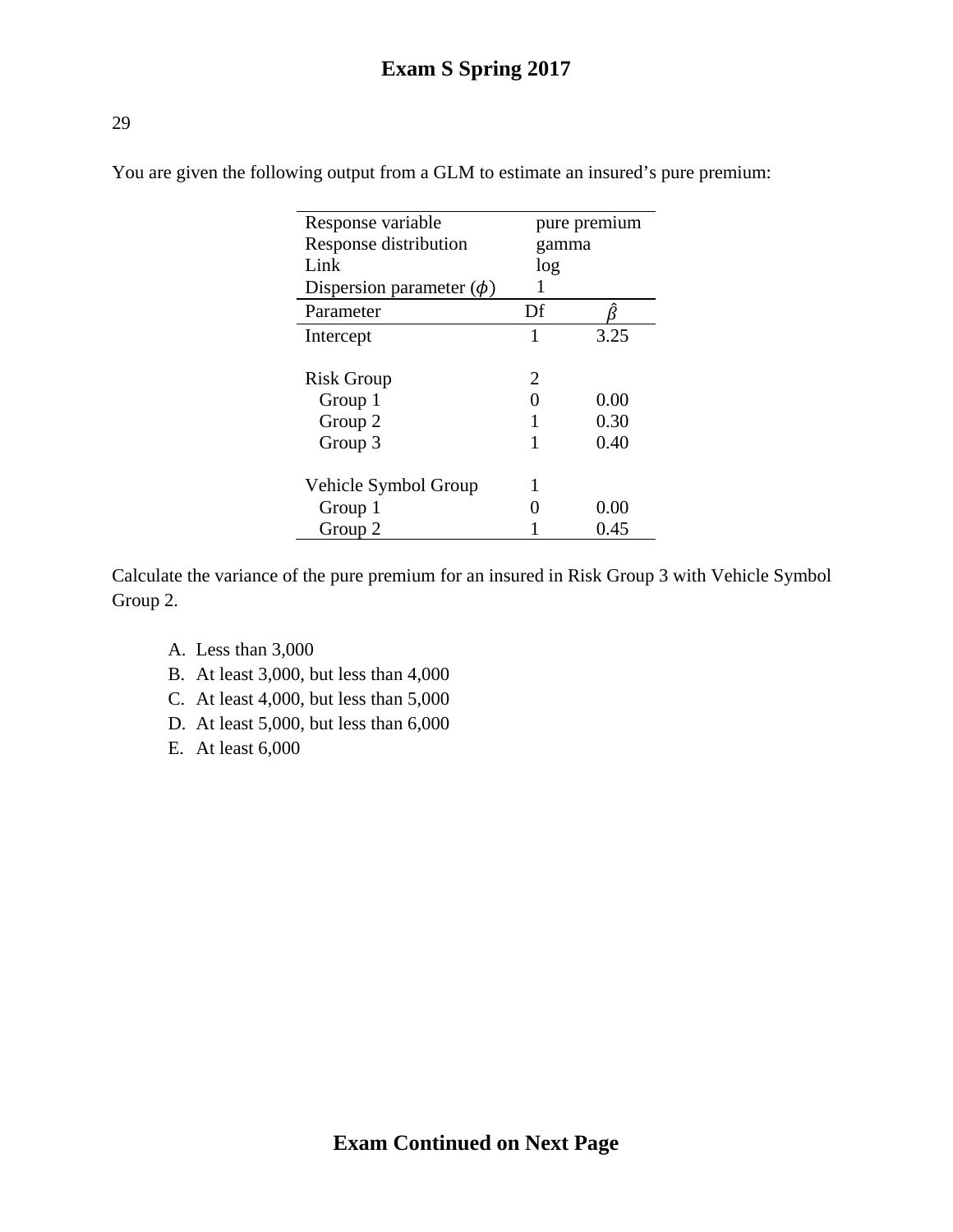29

You are given the following output from a GLM to estimate an insured's pure premium:

| Response variable | pure premium | |
|---|---|---|
| Response distribution | gamma | |
| Link | log | |
| Dispersion parameter ($\phi$) | 1 | |
| Parameter | Df | $\hat{\beta}$ |
| Intercept | 1 | 3.25 |
| | | |
| Risk Group | 2 | |
| Group 1 | 0 | 0.00 |
| Group 2 | 1 | 0.30 |
| Group 3 | 1 | 0.40 |
| | | |
| Vehicle Symbol Group | 1 | |
| Group 1 | 0 | 0.00 |
| Group 2 | 1 | 0.45 |

Calculate the variance of the pure premium for an insured in Risk Group 3 with Vehicle Symbol Group 2.

A. Less than 3,000
B. At least 3,000, but less than 4,000
C. At least 4,000, but less than 5,000
D. At least 5,000, but less than 6,000
E. At least 6,000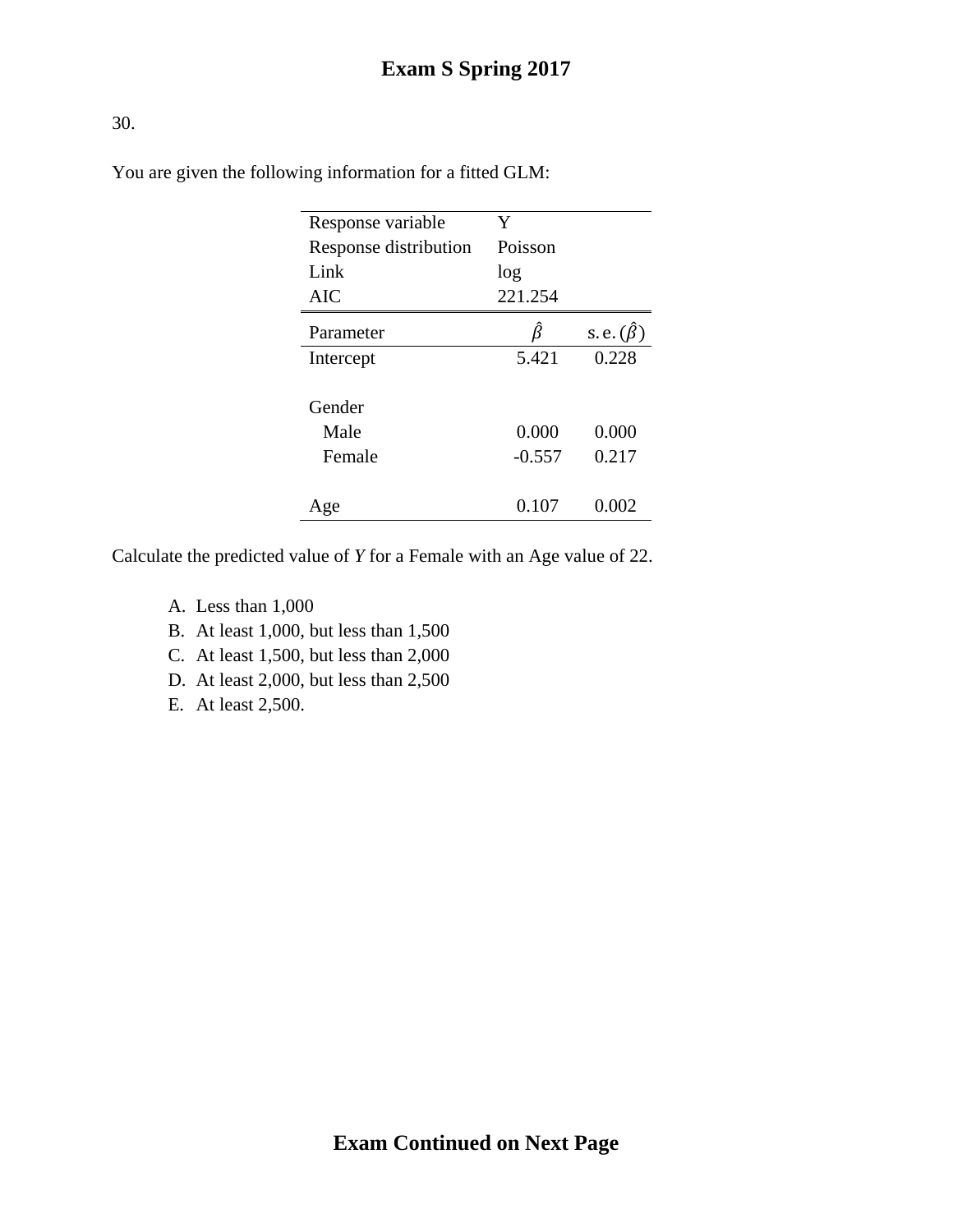30.

You are given the following information for a fitted GLM:

| | | |
|---|---|---|
| Response variable | Y | |
| Response distribution | Poisson | |
| Link | log | |
| AIC | 221.254 | |

| Parameter | $\hat{\beta}$ | $\text{s.e.}(\hat{\beta})$ |
|---|---|---|
| Intercept | 5.421 | 0.228 |
| | | |
| Gender | | |
| Male | 0.000 | 0.000 |
| Female | -0.557 | 0.217 |
| | | |
| Age | 0.107 | 0.002 |

Calculate the predicted value of *Y* for a Female with an Age value of 22.

A. Less than 1,000
B. At least 1,000, but less than 1,500
C. At least 1,500, but less than 2,000
D. At least 2,000, but less than 2,500
E. At least 2,500.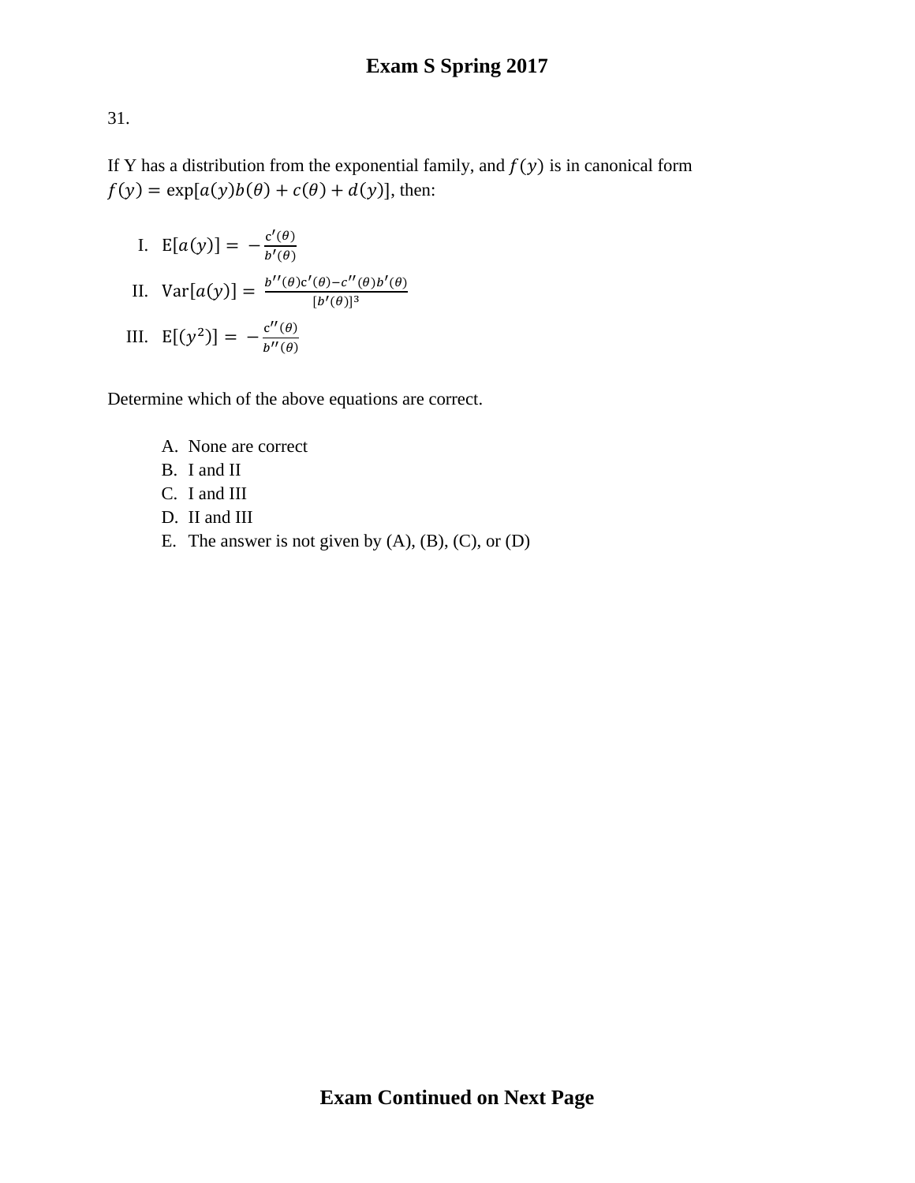31.

If Y has a distribution from the exponential family, and $f(y)$ is in canonical form $f(y) = \exp[a(y)b(\theta) + c(\theta) + d(y)]$, then:

I. $\text{E}[a(y)] = -\frac{c'(\theta)}{b'(\theta)}$

II. $\text{Var}[a(y)] = \frac{b''(\theta)c'(\theta) - c''(\theta)b'(\theta)}{[b'(\theta)]^3}$

III. $\text{E}[(y^2)] = -\frac{c''(\theta)}{b''(\theta)}$

Determine which of the above equations are correct.

A. None are correct
B. I and II
C. I and III
D. II and III
E. The answer is not given by (A), (B), (C), or (D)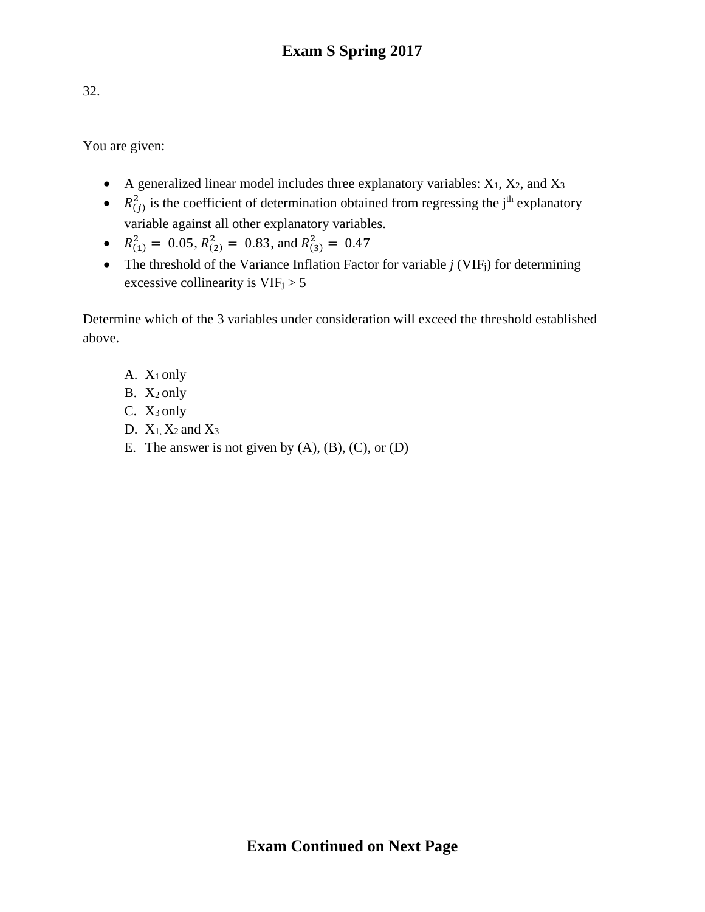32.

You are given:

- A generalized linear model includes three explanatory variables: $X_1$, $X_2$, and $X_3$
- $R^2_{(j)}$ is the coefficient of determination obtained from regressing the j[th] explanatory variable against all other explanatory variables.
- $R^2_{(1)} = 0.05$, $R^2_{(2)} = 0.83$, and $R^2_{(3)} = 0.47$
- The threshold of the Variance Inflation Factor for variable *j* ($VIF_j$) for determining excessive collinearity is $VIF_j > 5$

Determine which of the 3 variables under consideration will exceed the threshold established above.

A. $X_1$ only
B. $X_2$ only
C. $X_3$ only
D. $X_1$, $X_2$ and $X_3$
E. The answer is not given by (A), (B), (C), or (D)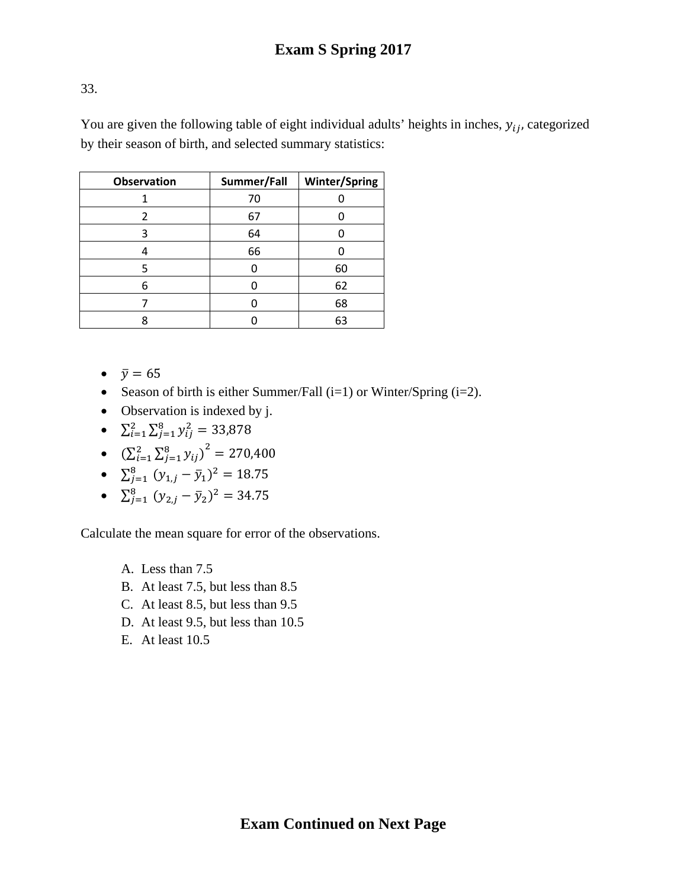# Exam S Spring 2017

33.

You are given the following table of eight individual adults' heights in inches, $y_{ij}$, categorized by their season of birth, and selected summary statistics:

| Observation | Summer/Fall | Winter/Spring |
|---|---|---|
| 1 | 70 | 0 |
| 2 | 67 | 0 |
| 3 | 64 | 0 |
| 4 | 66 | 0 |
| 5 | 0 | 60 |
| 6 | 0 | 62 |
| 7 | 0 | 68 |
| 8 | 0 | 63 |

- $\bar{y} = 65$
- Season of birth is either Summer/Fall (i=1) or Winter/Spring (i=2).
- Observation is indexed by j.
- $\sum_{i=1}^{2}\sum_{j=1}^{8} y_{ij}^2 = 33{,}878$
- $\left(\sum_{i=1}^{2}\sum_{j=1}^{8} y_{ij}\right)^2 = 270{,}400$
- $\sum_{j=1}^{8} (y_{1,j} - \bar{y}_1)^2 = 18.75$
- $\sum_{j=1}^{8} (y_{2,j} - \bar{y}_2)^2 = 34.75$

Calculate the mean square for error of the observations.

A. Less than 7.5
B. At least 7.5, but less than 8.5
C. At least 8.5, but less than 9.5
D. At least 9.5, but less than 10.5
E. At least 10.5

**Exam Continued on Next Page**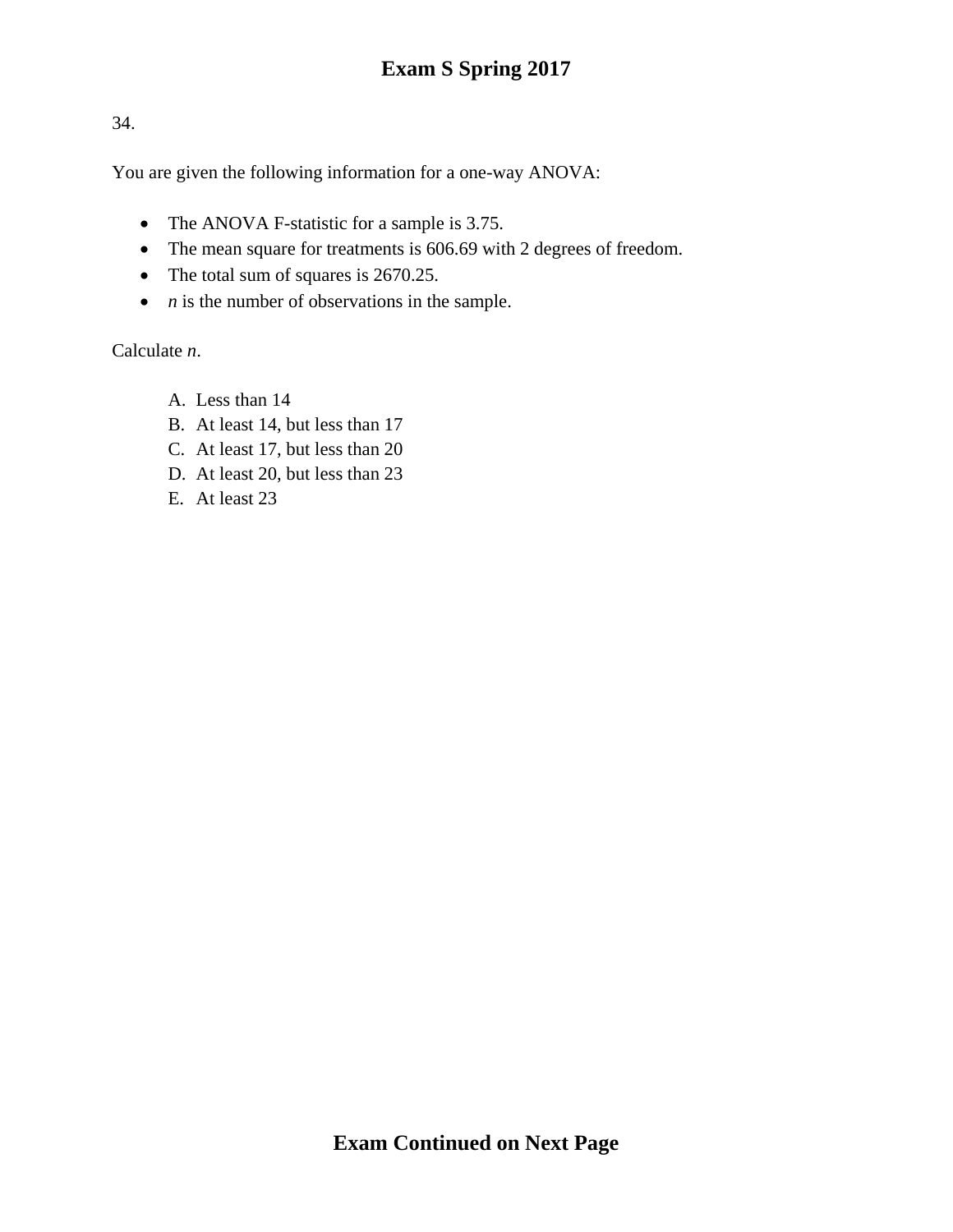34.

You are given the following information for a one-way ANOVA:

- The ANOVA F-statistic for a sample is 3.75.
- The mean square for treatments is 606.69 with 2 degrees of freedom.
- The total sum of squares is 2670.25.
- $n$ is the number of observations in the sample.

Calculate $n$.

A. Less than 14
B. At least 14, but less than 17
C. At least 17, but less than 20
D. At least 20, but less than 23
E. At least 23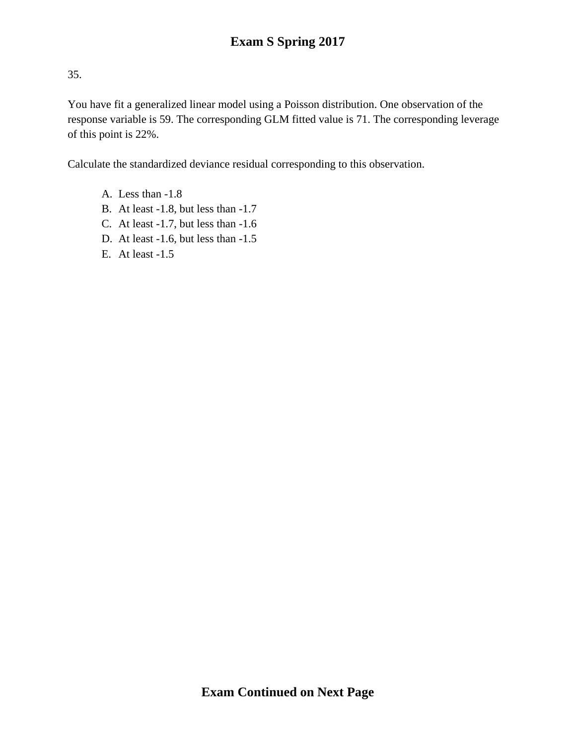35.

You have fit a generalized linear model using a Poisson distribution. One observation of the response variable is 59. The corresponding GLM fitted value is 71. The corresponding leverage of this point is 22%.

Calculate the standardized deviance residual corresponding to this observation.

A. Less than -1.8
B. At least -1.8, but less than -1.7
C. At least -1.7, but less than -1.6
D. At least -1.6, but less than -1.5
E. At least -1.5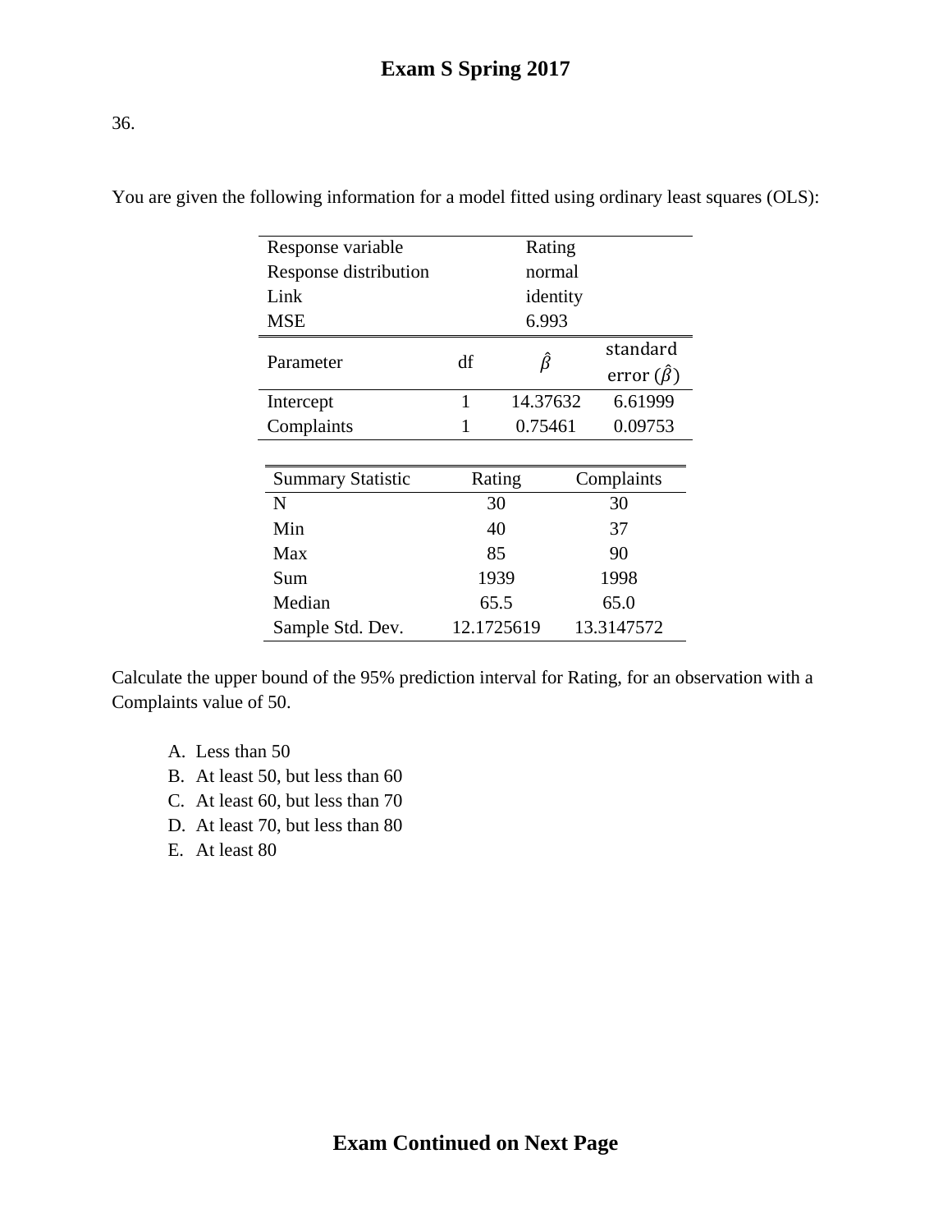36.

You are given the following information for a model fitted using ordinary least squares (OLS):

| Response variable | | Rating | |
|---|---|---|---|
| Response distribution | | normal | |
| Link | | identity | |
| MSE | | 6.993 | |
| Parameter | df | $\hat{\beta}$ | standard error ($\hat{\beta}$) |
| Intercept | 1 | 14.37632 | 6.61999 |
| Complaints | 1 | 0.75461 | 0.09753 |

| Summary Statistic | Rating | Complaints |
|---|---|---|
| N | 30 | 30 |
| Min | 40 | 37 |
| Max | 85 | 90 |
| Sum | 1939 | 1998 |
| Median | 65.5 | 65.0 |
| Sample Std. Dev. | 12.1725619 | 13.3147572 |

Calculate the upper bound of the 95% prediction interval for Rating, for an observation with a Complaints value of 50.

A. Less than 50
B. At least 50, but less than 60
C. At least 60, but less than 70
D. At least 70, but less than 80
E. At least 80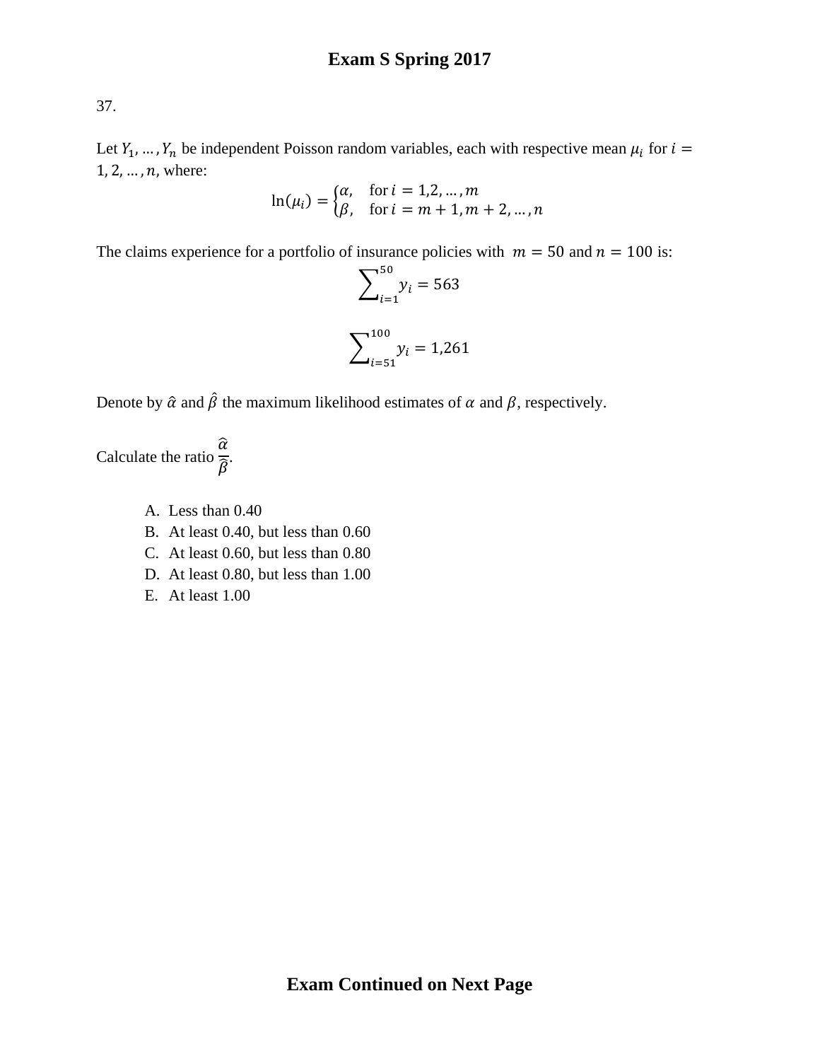37.

Let $Y_1, \ldots, Y_n$ be independent Poisson random variables, each with respective mean $\mu_i$ for $i = 1, 2, \ldots, n$, where:

$$\ln(\mu_i) = \begin{cases} \alpha, & \text{for } i = 1, 2, \ldots, m \\ \beta, & \text{for } i = m+1, m+2, \ldots, n \end{cases}$$

The claims experience for a portfolio of insurance policies with $m = 50$ and $n = 100$ is:

$$\sum_{i=1}^{50} y_i = 563$$

$$\sum_{i=51}^{100} y_i = 1{,}261$$

Denote by $\hat{\alpha}$ and $\hat{\beta}$ the maximum likelihood estimates of $\alpha$ and $\beta$, respectively.

Calculate the ratio $\frac{\hat{\alpha}}{\hat{\beta}}$.

A. Less than 0.40
B. At least 0.40, but less than 0.60
C. At least 0.60, but less than 0.80
D. At least 0.80, but less than 1.00
E. At least 1.00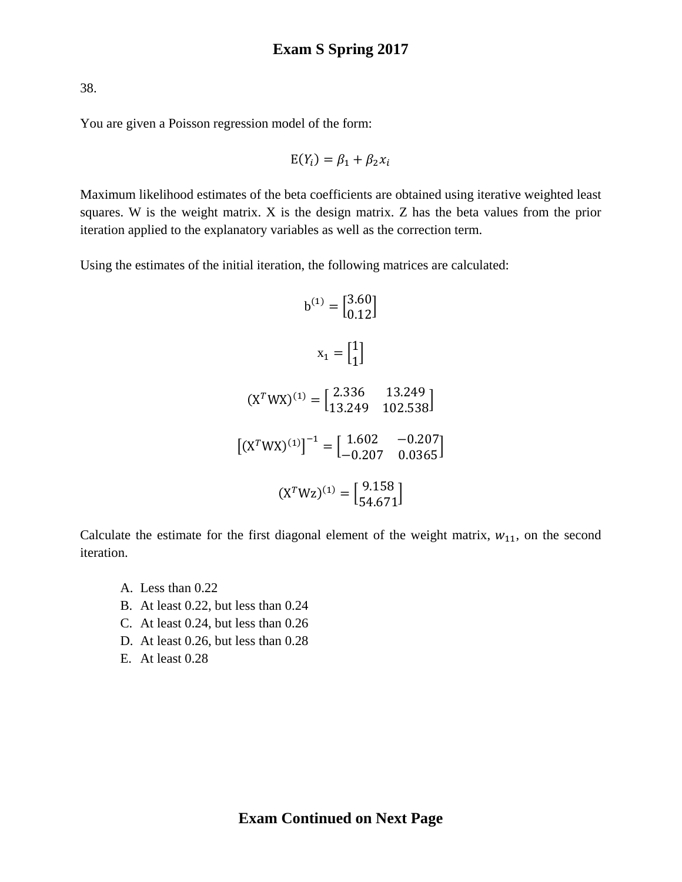38.

You are given a Poisson regression model of the form:

$$\mathrm{E}(Y_i) = \beta_1 + \beta_2 x_i$$

Maximum likelihood estimates of the beta coefficients are obtained using iterative weighted least squares. W is the weight matrix. X is the design matrix. Z has the beta values from the prior iteration applied to the explanatory variables as well as the correction term.

Using the estimates of the initial iteration, the following matrices are calculated:

$$\mathrm{b}^{(1)} = \begin{bmatrix} 3.60 \\ 0.12 \end{bmatrix}$$

$$\mathrm{x}_1 = \begin{bmatrix} 1 \\ 1 \end{bmatrix}$$

$$(\mathrm{X}^T\mathrm{WX})^{(1)} = \begin{bmatrix} 2.336 & 13.249 \\ 13.249 & 102.538 \end{bmatrix}$$

$$\left[(\mathrm{X}^T\mathrm{WX})^{(1)}\right]^{-1} = \begin{bmatrix} 1.602 & -0.207 \\ -0.207 & 0.0365 \end{bmatrix}$$

$$(\mathrm{X}^T\mathrm{Wz})^{(1)} = \begin{bmatrix} 9.158 \\ 54.671 \end{bmatrix}$$

Calculate the estimate for the first diagonal element of the weight matrix, $w_{11}$, on the second iteration.

A. Less than 0.22
B. At least 0.22, but less than 0.24
C. At least 0.24, but less than 0.26
D. At least 0.26, but less than 0.28
E. At least 0.28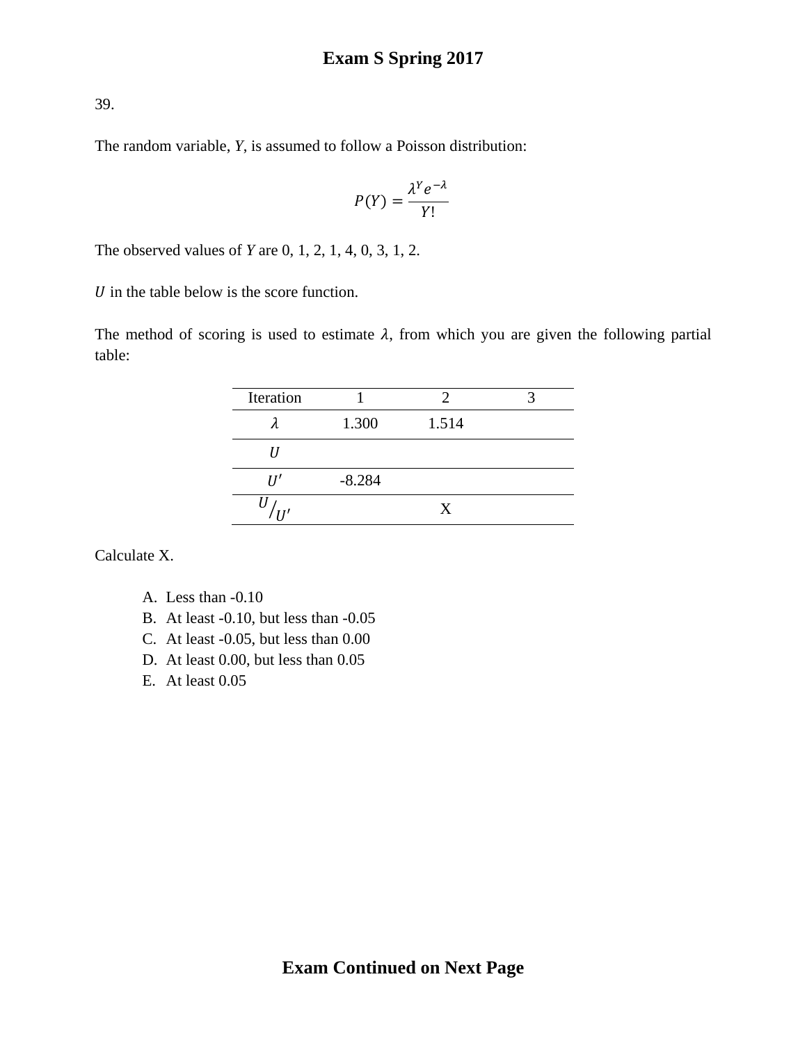39.

The random variable, $Y$, is assumed to follow a Poisson distribution:

$$P(Y) = \frac{\lambda^Y e^{-\lambda}}{Y!}$$

The observed values of $Y$ are 0, 1, 2, 1, 4, 0, 3, 1, 2.

$U$ in the table below is the score function.

The method of scoring is used to estimate $\lambda$, from which you are given the following partial table:

| Iteration | 1 | 2 | 3 |
|---|---|---|---|
| $\lambda$ | 1.300 | 1.514 | |
| $U$ | | | |
| $U'$ | -8.284 | | |
| $U/U'$ | | X | |

Calculate X.

A. Less than -0.10
B. At least -0.10, but less than -0.05
C. At least -0.05, but less than 0.00
D. At least 0.00, but less than 0.05
E. At least 0.05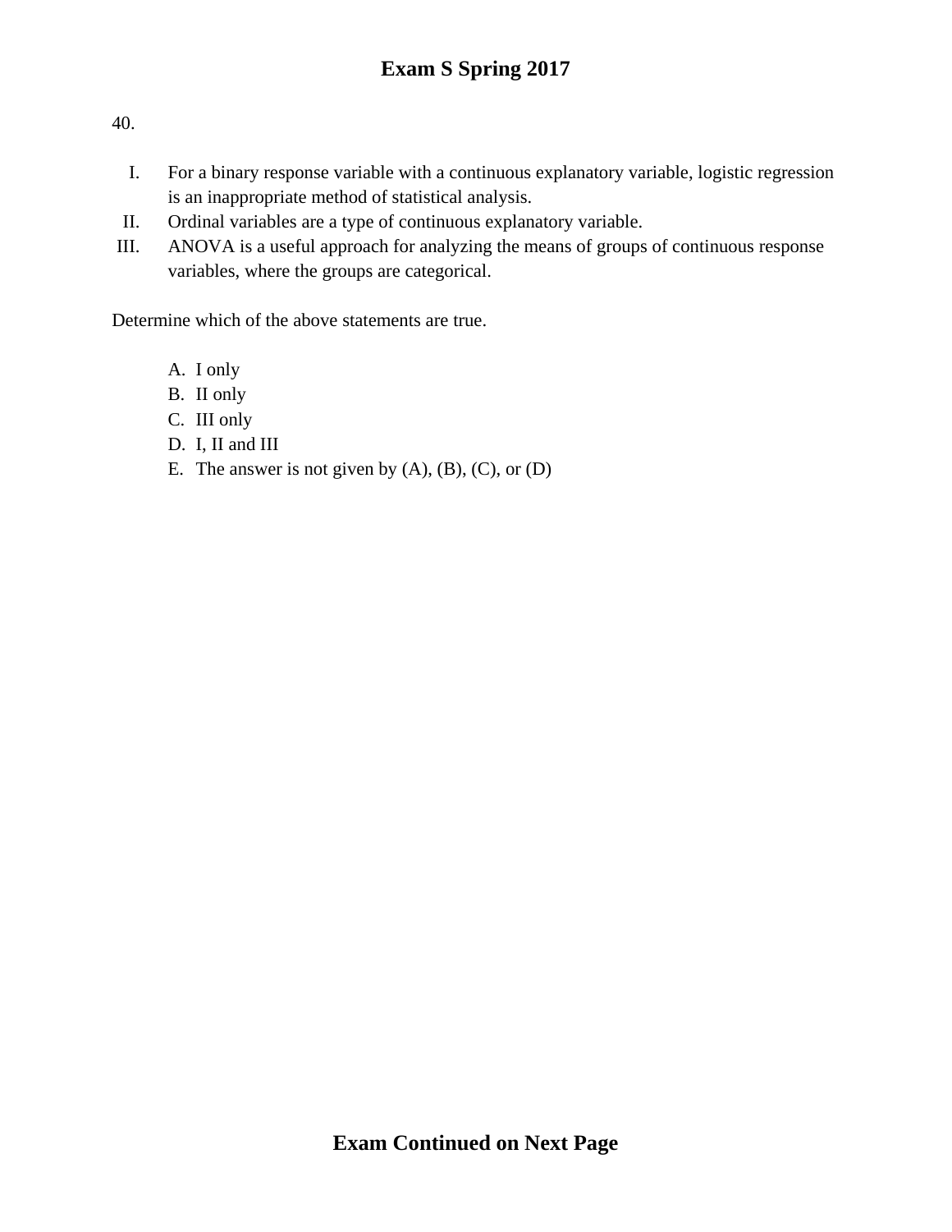40.

I. For a binary response variable with a continuous explanatory variable, logistic regression is an inappropriate method of statistical analysis.
II. Ordinal variables are a type of continuous explanatory variable.
III. ANOVA is a useful approach for analyzing the means of groups of continuous response variables, where the groups are categorical.

Determine which of the above statements are true.

A. I only
B. II only
C. III only
D. I, II and III
E. The answer is not given by (A), (B), (C), or (D)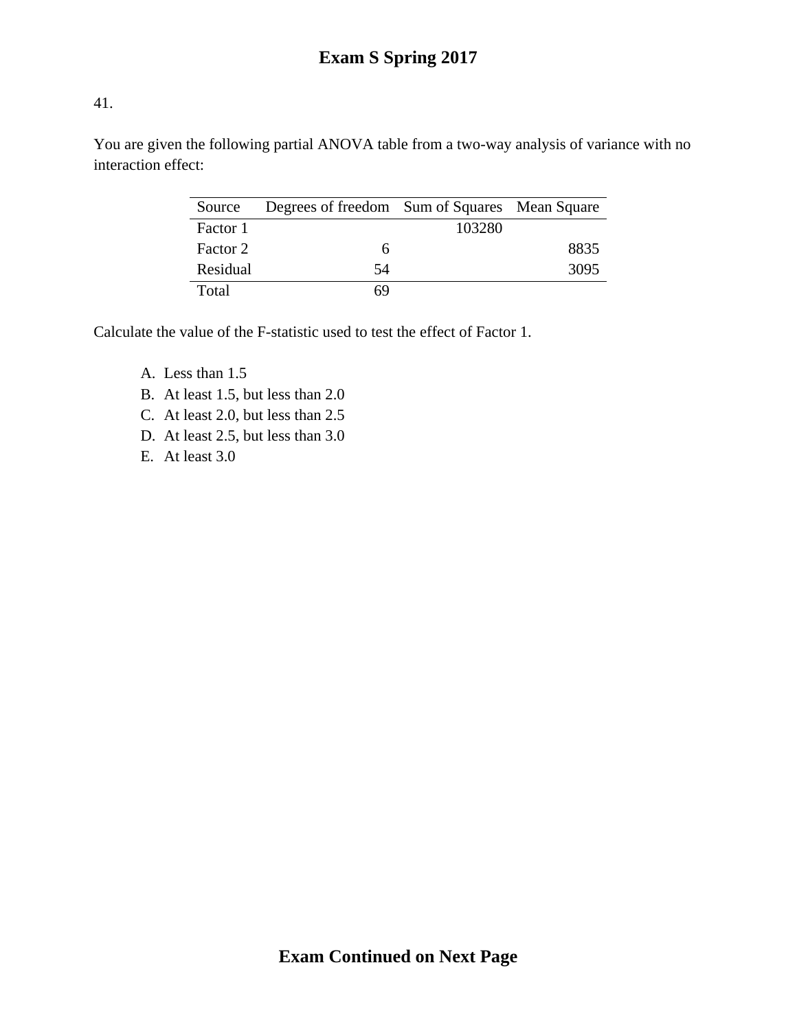# Exam S Spring 2017

41.

You are given the following partial ANOVA table from a two-way analysis of variance with no interaction effect:

| Source | Degrees of freedom | Sum of Squares | Mean Square |
|---|---|---|---|
| Factor 1 | | 103280 | |
| Factor 2 | 6 | | 8835 |
| Residual | 54 | | 3095 |
| Total | 69 | | |

Calculate the value of the F-statistic used to test the effect of Factor 1.

A. Less than 1.5
B. At least 1.5, but less than 2.0
C. At least 2.0, but less than 2.5
D. At least 2.5, but less than 3.0
E. At least 3.0

**Exam Continued on Next Page**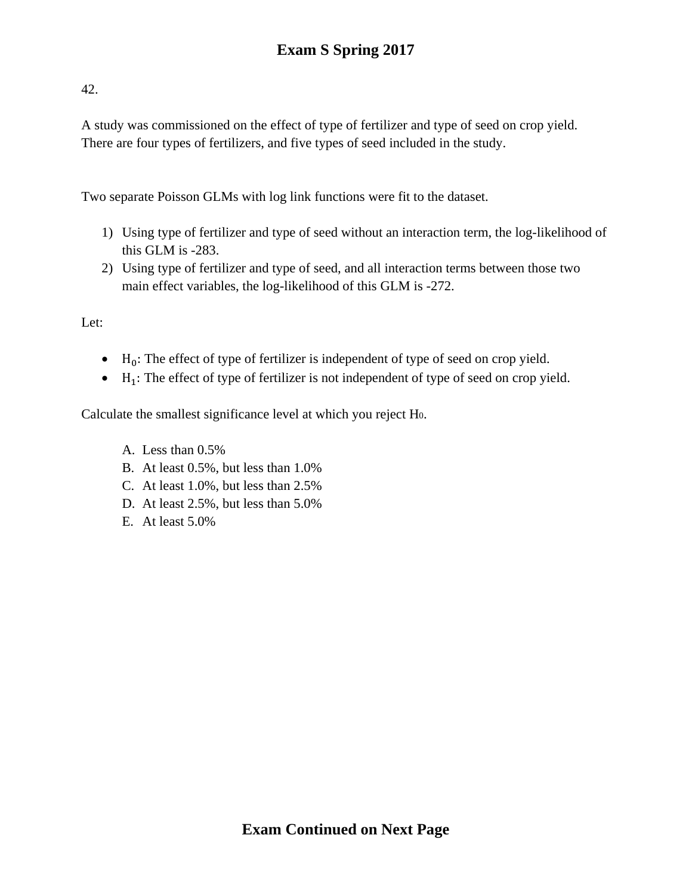42.

A study was commissioned on the effect of type of fertilizer and type of seed on crop yield. There are four types of fertilizers, and five types of seed included in the study.

Two separate Poisson GLMs with log link functions were fit to the dataset.

1) Using type of fertilizer and type of seed without an interaction term, the log-likelihood of this GLM is -283.
2) Using type of fertilizer and type of seed, and all interaction terms between those two main effect variables, the log-likelihood of this GLM is -272.

Let:

- $H_0$: The effect of type of fertilizer is independent of type of seed on crop yield.
- $H_1$: The effect of type of fertilizer is not independent of type of seed on crop yield.

Calculate the smallest significance level at which you reject $H_0$.

A. Less than 0.5%
B. At least 0.5%, but less than 1.0%
C. At least 1.0%, but less than 2.5%
D. At least 2.5%, but less than 5.0%
E. At least 5.0%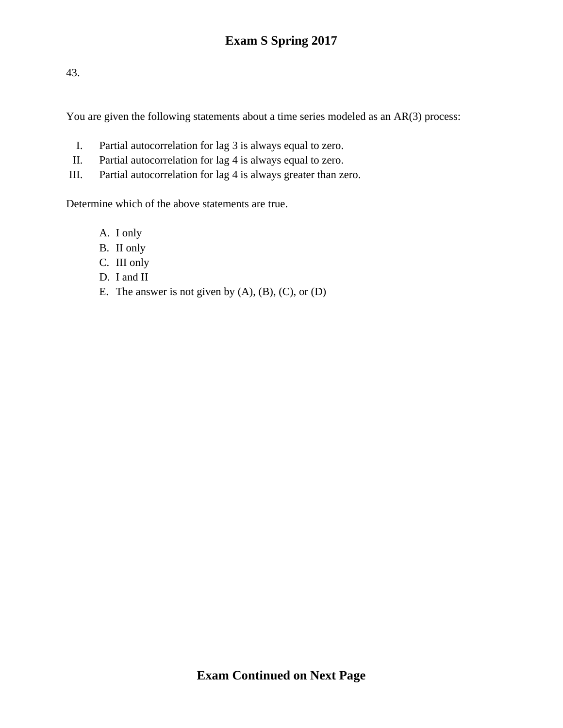43.

You are given the following statements about a time series modeled as an AR(3) process:

I. Partial autocorrelation for lag 3 is always equal to zero.
II. Partial autocorrelation for lag 4 is always equal to zero.
III. Partial autocorrelation for lag 4 is always greater than zero.

Determine which of the above statements are true.

A. I only
B. II only
C. III only
D. I and II
E. The answer is not given by (A), (B), (C), or (D)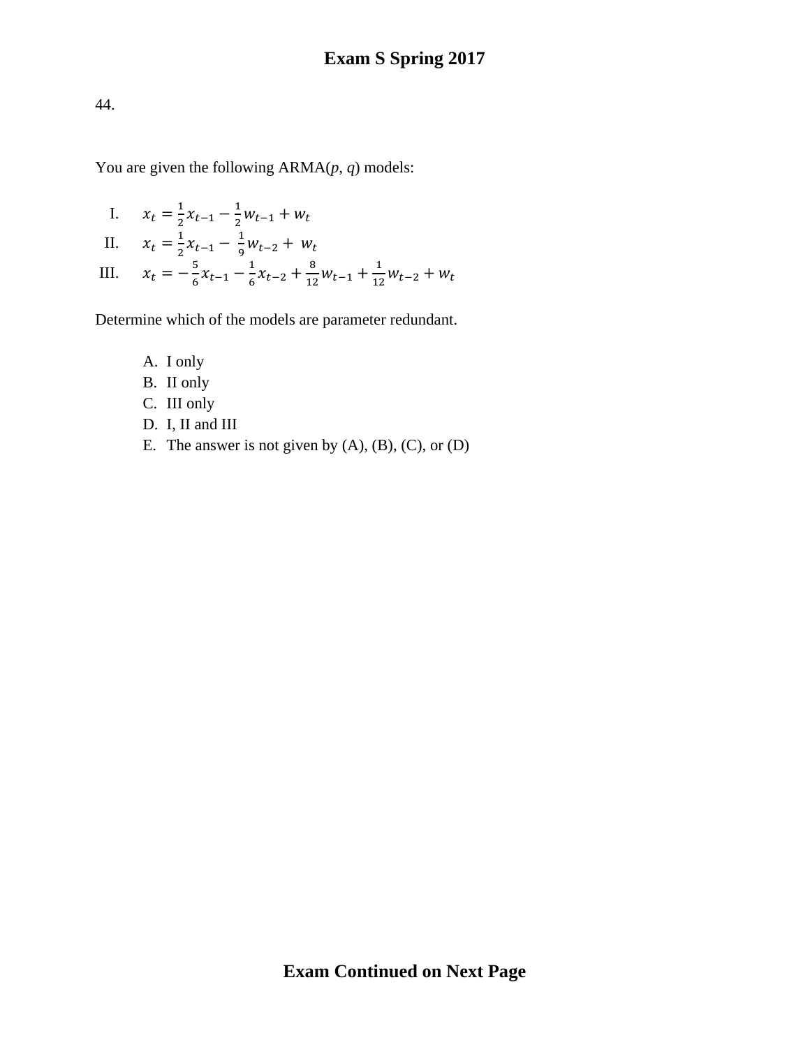44.

You are given the following ARMA($p$, $q$) models:

I. $x_t = \frac{1}{2}x_{t-1} - \frac{1}{2}w_{t-1} + w_t$

II. $x_t = \frac{1}{2}x_{t-1} - \frac{1}{9}w_{t-2} + w_t$

III. $x_t = -\frac{5}{6}x_{t-1} - \frac{1}{6}x_{t-2} + \frac{8}{12}w_{t-1} + \frac{1}{12}w_{t-2} + w_t$

Determine which of the models are parameter redundant.

A. I only
B. II only
C. III only
D. I, II and III
E. The answer is not given by (A), (B), (C), or (D)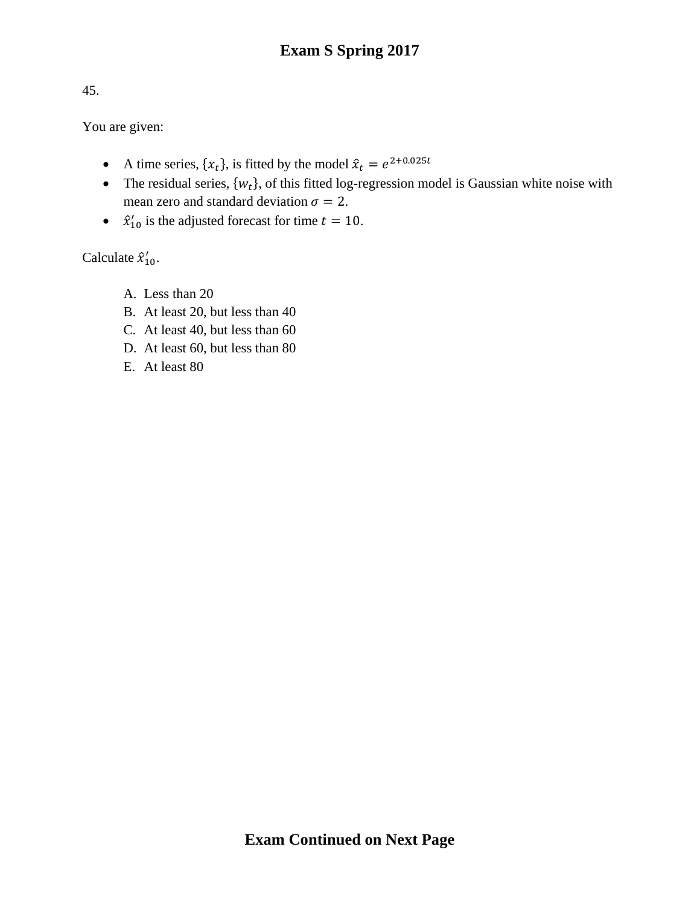45.

You are given:

- A time series, $\{x_t\}$, is fitted by the model $\hat{x}_t = e^{2+0.025t}$
- The residual series, $\{w_t\}$, of this fitted log-regression model is Gaussian white noise with mean zero and standard deviation $\sigma = 2$.
- $\hat{x}'_{10}$ is the adjusted forecast for time $t = 10$.

Calculate $\hat{x}'_{10}$.

A. Less than 20
B. At least 20, but less than 40
C. At least 40, but less than 60
D. At least 60, but less than 80
E. At least 80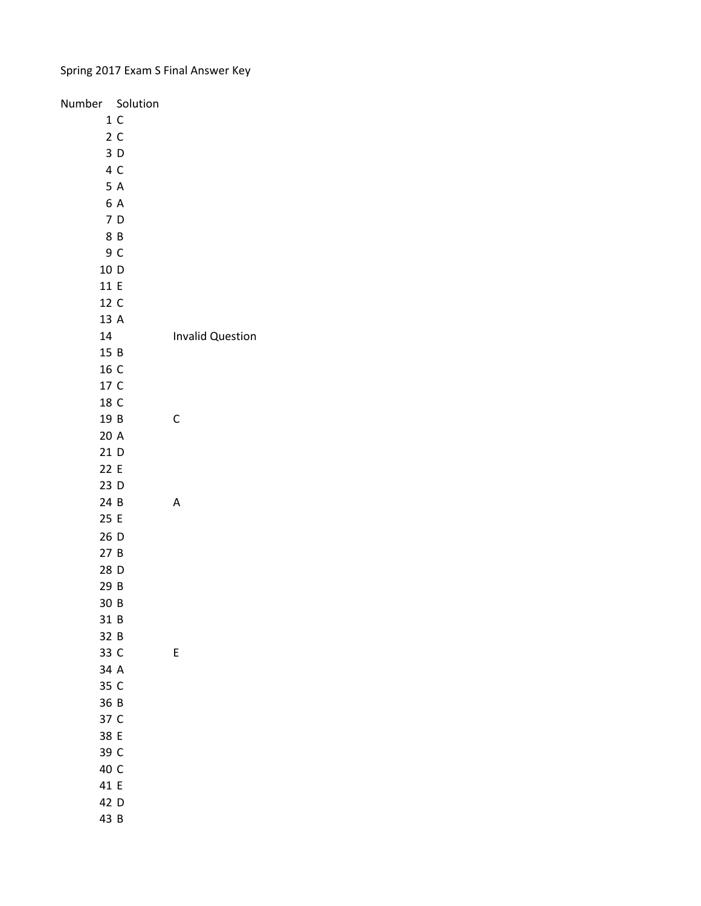Spring 2017 Exam S Final Answer Key

| Number | Solution | |
|---|---|---|
| 1 | C | |
| 2 | C | |
| 3 | D | |
| 4 | C | |
| 5 | A | |
| 6 | A | |
| 7 | D | |
| 8 | B | |
| 9 | C | |
| 10 | D | |
| 11 | E | |
| 12 | C | |
| 13 | A | |
| 14 | | Invalid Question |
| 15 | B | |
| 16 | C | |
| 17 | C | |
| 18 | C | |
| 19 | B | C |
| 20 | A | |
| 21 | D | |
| 22 | E | |
| 23 | D | |
| 24 | B | A |
| 25 | E | |
| 26 | D | |
| 27 | B | |
| 28 | D | |
| 29 | B | |
| 30 | B | |
| 31 | B | |
| 32 | B | |
| 33 | C | E |
| 34 | A | |
| 35 | C | |
| 36 | B | |
| 37 | C | |
| 38 | E | |
| 39 | C | |
| 40 | C | |
| 41 | E | |
| 42 | D | |
| 43 | B | |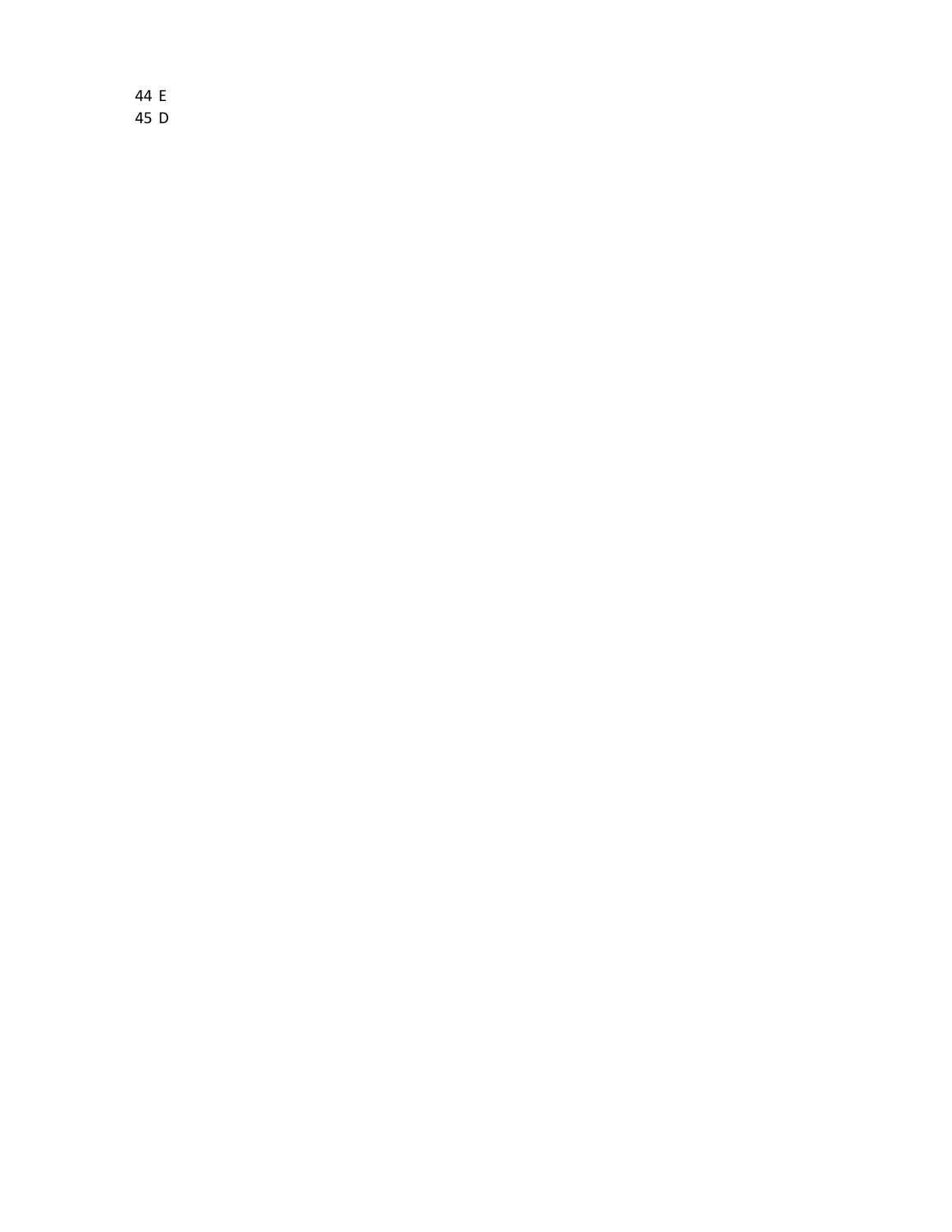44 E
45 D